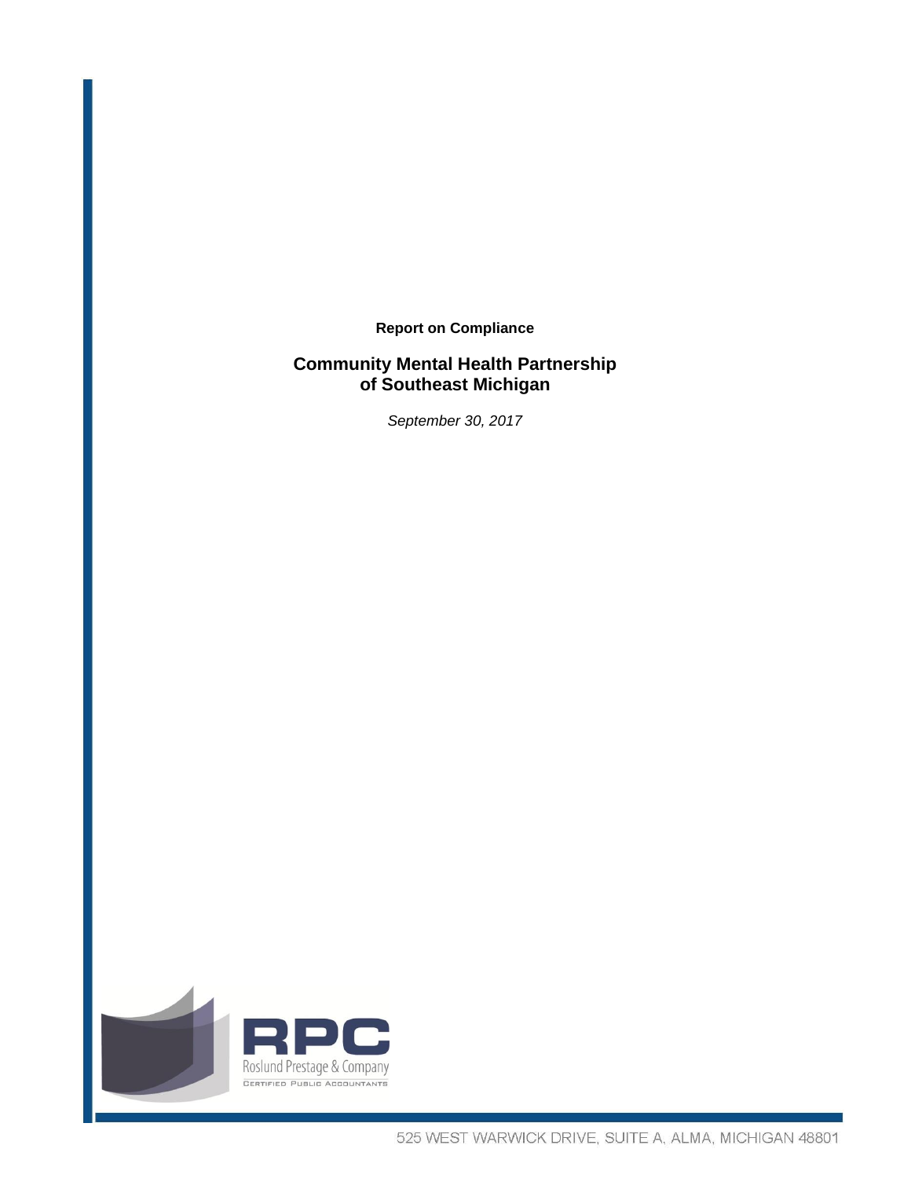**Report on Compliance**

# Community Mental Health Partnership of Southeast Michigan

*September 30, 2017*

RPC

Roslund Prestage & Company

Certified Public Accountants

525 WEST WARWICK DRIVE, SUITE A, ALMA, MICHIGAN 48801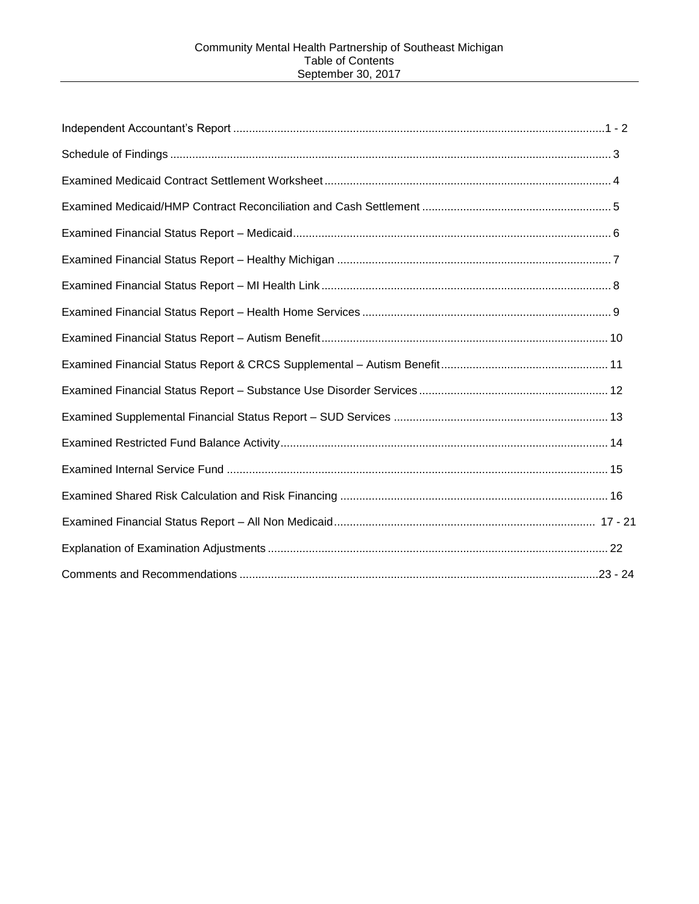# Community Mental Health Partnership of Southeast Michigan
## Table of Contents
### September 30, 2017

| | |
|---|---|
| Independent Accountant's Report | 1 - 2 |
| Schedule of Findings | 3 |
| Examined Medicaid Contract Settlement Worksheet | 4 |
| Examined Medicaid/HMP Contract Reconciliation and Cash Settlement | 5 |
| Examined Financial Status Report – Medicaid | 6 |
| Examined Financial Status Report – Healthy Michigan | 7 |
| Examined Financial Status Report – MI Health Link | 8 |
| Examined Financial Status Report – Health Home Services | 9 |
| Examined Financial Status Report – Autism Benefit | 10 |
| Examined Financial Status Report & CRCS Supplemental – Autism Benefit | 11 |
| Examined Financial Status Report – Substance Use Disorder Services | 12 |
| Examined Supplemental Financial Status Report – SUD Services | 13 |
| Examined Restricted Fund Balance Activity | 14 |
| Examined Internal Service Fund | 15 |
| Examined Shared Risk Calculation and Risk Financing | 16 |
| Examined Financial Status Report – All Non Medicaid | 17 - 21 |
| Explanation of Examination Adjustments | 22 |
| Comments and Recommendations | 23 - 24 |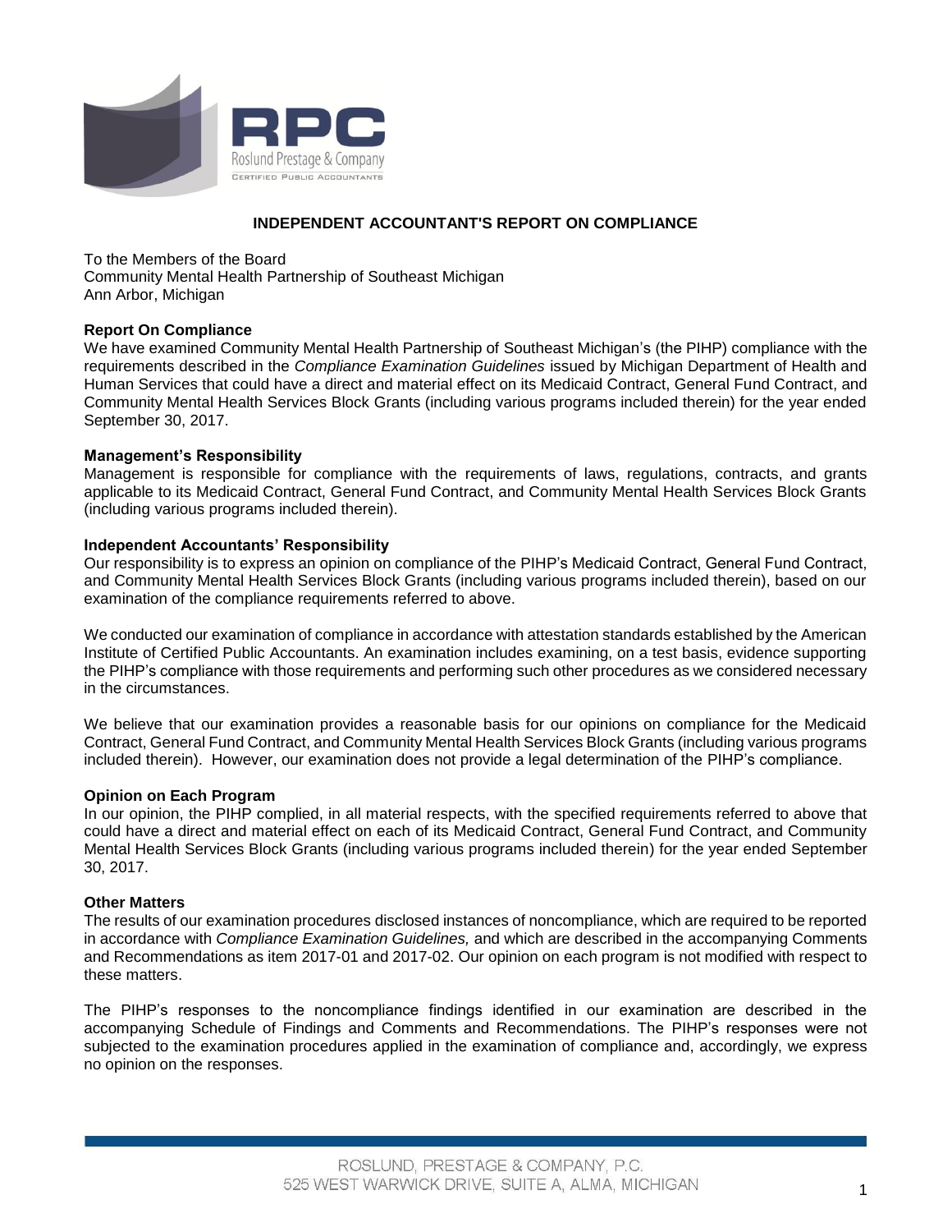# INDEPENDENT ACCOUNTANT'S REPORT ON COMPLIANCE

To the Members of the Board
Community Mental Health Partnership of Southeast Michigan
Ann Arbor, Michigan

**Report On Compliance**

We have examined Community Mental Health Partnership of Southeast Michigan's (the PIHP) compliance with the requirements described in the *Compliance Examination Guidelines* issued by Michigan Department of Health and Human Services that could have a direct and material effect on its Medicaid Contract, General Fund Contract, and Community Mental Health Services Block Grants (including various programs included therein) for the year ended September 30, 2017.

**Management's Responsibility**

Management is responsible for compliance with the requirements of laws, regulations, contracts, and grants applicable to its Medicaid Contract, General Fund Contract, and Community Mental Health Services Block Grants (including various programs included therein).

**Independent Accountants' Responsibility**

Our responsibility is to express an opinion on compliance of the PIHP's Medicaid Contract, General Fund Contract, and Community Mental Health Services Block Grants (including various programs included therein), based on our examination of the compliance requirements referred to above.

We conducted our examination of compliance in accordance with attestation standards established by the American Institute of Certified Public Accountants. An examination includes examining, on a test basis, evidence supporting the PIHP's compliance with those requirements and performing such other procedures as we considered necessary in the circumstances.

We believe that our examination provides a reasonable basis for our opinions on compliance for the Medicaid Contract, General Fund Contract, and Community Mental Health Services Block Grants (including various programs included therein). However, our examination does not provide a legal determination of the PIHP's compliance.

**Opinion on Each Program**

In our opinion, the PIHP complied, in all material respects, with the specified requirements referred to above that could have a direct and material effect on each of its Medicaid Contract, General Fund Contract, and Community Mental Health Services Block Grants (including various programs included therein) for the year ended September 30, 2017.

**Other Matters**

The results of our examination procedures disclosed instances of noncompliance, which are required to be reported in accordance with *Compliance Examination Guidelines,* and which are described in the accompanying Comments and Recommendations as item 2017-01 and 2017-02. Our opinion on each program is not modified with respect to these matters.

The PIHP's responses to the noncompliance findings identified in our examination are described in the accompanying Schedule of Findings and Comments and Recommendations. The PIHP's responses were not subjected to the examination procedures applied in the examination of compliance and, accordingly, we express no opinion on the responses.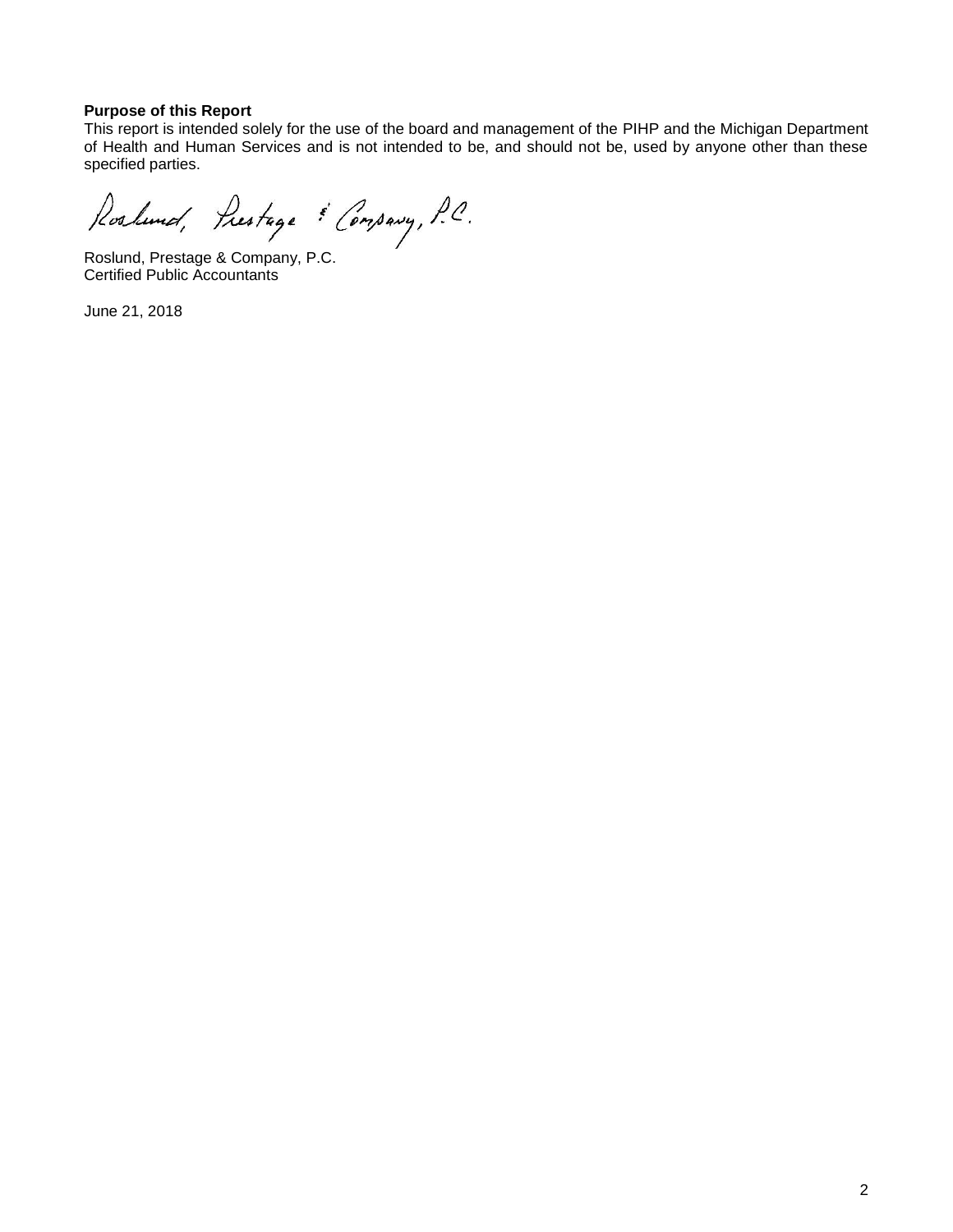**Purpose of this Report**

This report is intended solely for the use of the board and management of the PIHP and the Michigan Department of Health and Human Services and is not intended to be, and should not be, used by anyone other than these specified parties.

Roslund, Prestage & Company, P.C.

Roslund, Prestage & Company, P.C.
Certified Public Accountants

June 21, 2018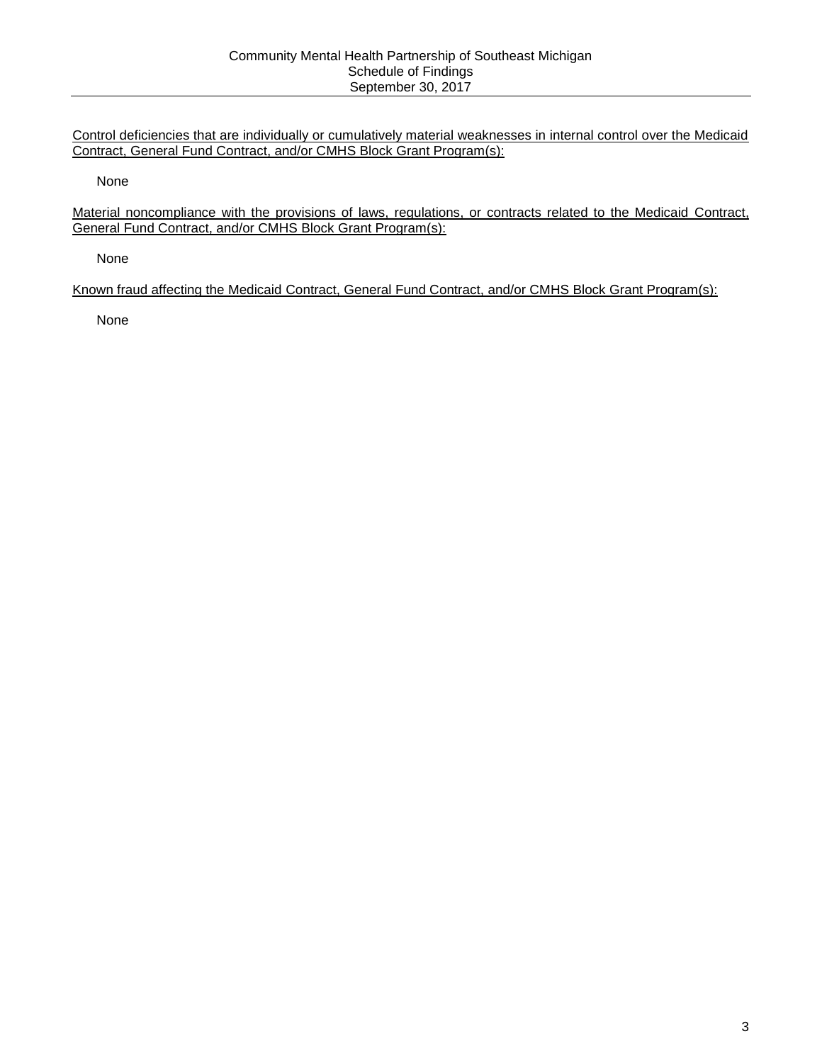# Community Mental Health Partnership of Southeast Michigan
## Schedule of Findings
## September 30, 2017

Control deficiencies that are individually or cumulatively material weaknesses in internal control over the Medicaid Contract, General Fund Contract, and/or CMHS Block Grant Program(s):

None

Material noncompliance with the provisions of laws, regulations, or contracts related to the Medicaid Contract, General Fund Contract, and/or CMHS Block Grant Program(s):

None

Known fraud affecting the Medicaid Contract, General Fund Contract, and/or CMHS Block Grant Program(s):

None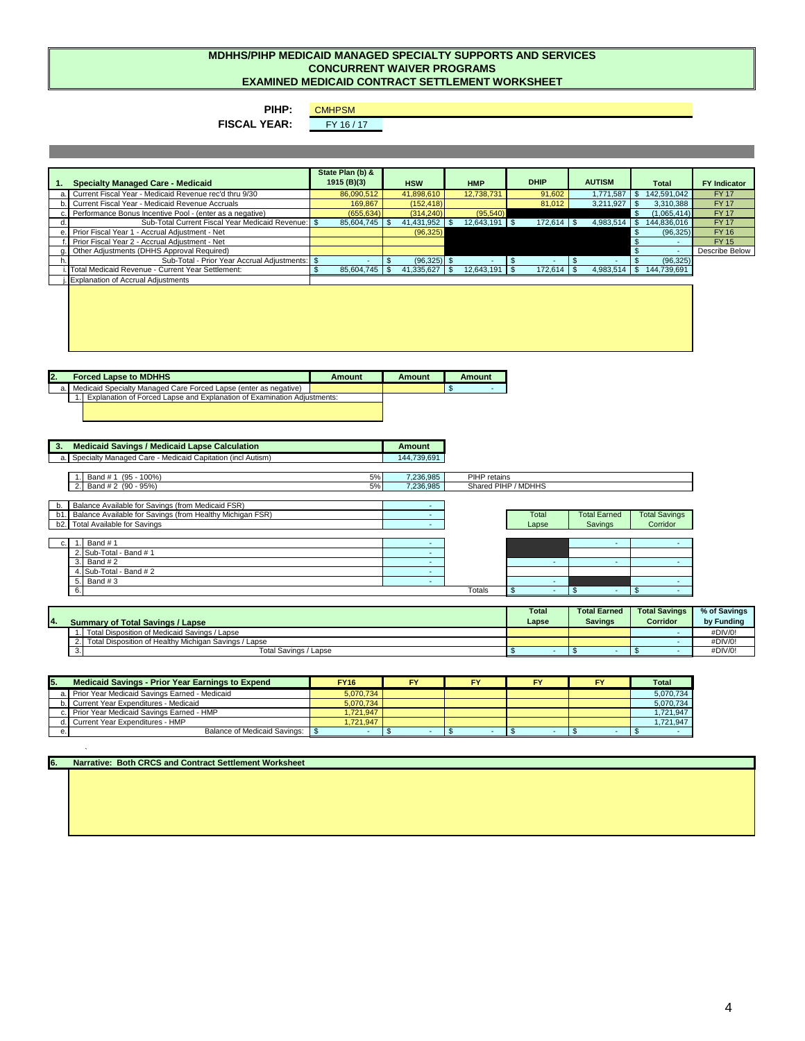# MDHHS/PIHP MEDICAID MANAGED SPECIALTY SUPPORTS AND SERVICES
## CONCURRENT WAIVER PROGRAMS
## EXAMINED MEDICAID CONTRACT SETTLEMENT WORKSHEET

**PIHP:** CMHPSM

**FISCAL YEAR:** FY 16 / 17

| 1. | Specialty Managed Care - Medicaid | State Plan (b) & 1915 (B)(3) | HSW | HMP | DHIP | AUTISM | Total | FY Indicator |
|---|---|---|---|---|---|---|---|---|
| a. | Current Fiscal Year - Medicaid Revenue rec'd thru 9/30 | 86,090,512 | 41,898,610 | 12,738,731 | 91,602 | 1,771,587 | $ 142,591,042 | FY 17 |
| b. | Current Fiscal Year - Medicaid Revenue Accruals | 169,867 | (152,418) | | 81,012 | 3,211,927 | $ 3,310,388 | FY 17 |
| c. | Performance Bonus Incentive Pool - (enter as a negative) | (655,634) | (314,240) | (95,540) | | | $ (1,065,414) | FY 17 |
| d. | Sub-Total Current Fiscal Year Medicaid Revenue: | $ 85,604,745 | $ 41,431,952 | $ 12,643,191 | $ 172,614 | $ 4,983,514 | $ 144,836,016 | FY 17 |
| e. | Prior Fiscal Year 1 - Accrual Adjustment - Net | | (96,325) | | | | $ (96,325) | FY 16 |
| f. | Prior Fiscal Year 2 - Accrual Adjustment - Net | | | | | | $ - | FY 15 |
| g. | Other Adjustments (DHHS Approval Required) | | | | | | $ - | Describe Below |
| h. | Sub-Total - Prior Year Accrual Adjustments: | $ - | $ (96,325) | $ - | $ - | $ - | $ (96,325) | |
| i. | Total Medicaid Revenue - Current Year Settlement: | $ 85,604,745 | $ 41,335,627 | $ 12,643,191 | $ 172,614 | $ 4,983,514 | $ 144,739,691 | |
| j. | Explanation of Accrual Adjustments | | | | | | | |

| 2. | Forced Lapse to MDHHS | Amount | Amount | Amount |
|---|---|---|---|---|
| a. | Medicaid Specialty Managed Care Forced Lapse (enter as negative) | | | $ - |
| | 1. Explanation of Forced Lapse and Explanation of Examination Adjustments: | | | |

| 3. | Medicaid Savings / Medicaid Lapse Calculation | | Amount | |
|---|---|---|---|---|
| a. | Specialty Managed Care - Medicaid Capitation (incl Autism) | | 144,739,691 | |
| | 1. Band # 1 (95 - 100%) | 5% | 7,236,985 | PIHP retains |
| | 2. Band # 2 (90 - 95%) | 5% | 7,236,985 | Shared PIHP / MDHHS |

| | | Amount | | Total Lapse | Total Earned Savings | Total Savings Corridor |
|---|---|---|---|---|---|---|
| b. | Balance Available for Savings (from Medicaid FSR) | - | | | | |
| b1. | Balance Available for Savings (from Healthy Michigan FSR) | - | | | | |
| b2. | Total Available for Savings | - | | | | |
| c. | 1. Band # 1 | - | | | - | - |
| | 2. Sub-Total - Band # 1 | - | | | | |
| | 3. Band # 2 | - | | - | - | - |
| | 4. Sub-Total - Band # 2 | - | | | | |
| | 5. Band # 3 | - | | - | | - |
| | 6. | | Totals | $ - | $ - | $ - |

| 4. | Summary of Total Savings / Lapse | Total Lapse | Total Earned Savings | Total Savings Corridor | % of Savings by Funding |
|---|---|---|---|---|---|
| | 1. Total Disposition of Medicaid Savings / Lapse | | | - | #DIV/0! |
| | 2. Total Disposition of Healthy Michigan Savings / Lapse | | | - | #DIV/0! |
| | 3. Total Savings / Lapse | $ - | $ - | $ - | #DIV/0! |

| 5. | Medicaid Savings - Prior Year Earnings to Expend | FY16 | FY | FY | FY | FY | Total |
|---|---|---|---|---|---|---|---|
| a. | Prior Year Medicaid Savings Earned - Medicaid | 5,070,734 | | | | | 5,070,734 |
| b. | Current Year Expenditures - Medicaid | 5,070,734 | | | | | 5,070,734 |
| c. | Prior Year Medicaid Savings Earned - HMP | 1,721,947 | | | | | 1,721,947 |
| d. | Current Year Expenditures - HMP | 1,721,947 | | | | | 1,721,947 |
| e. | Balance of Medicaid Savings: | $ - | $ - | $ - | $ - | $ - | $ - |

**6. Narrative: Both CRCS and Contract Settlement Worksheet**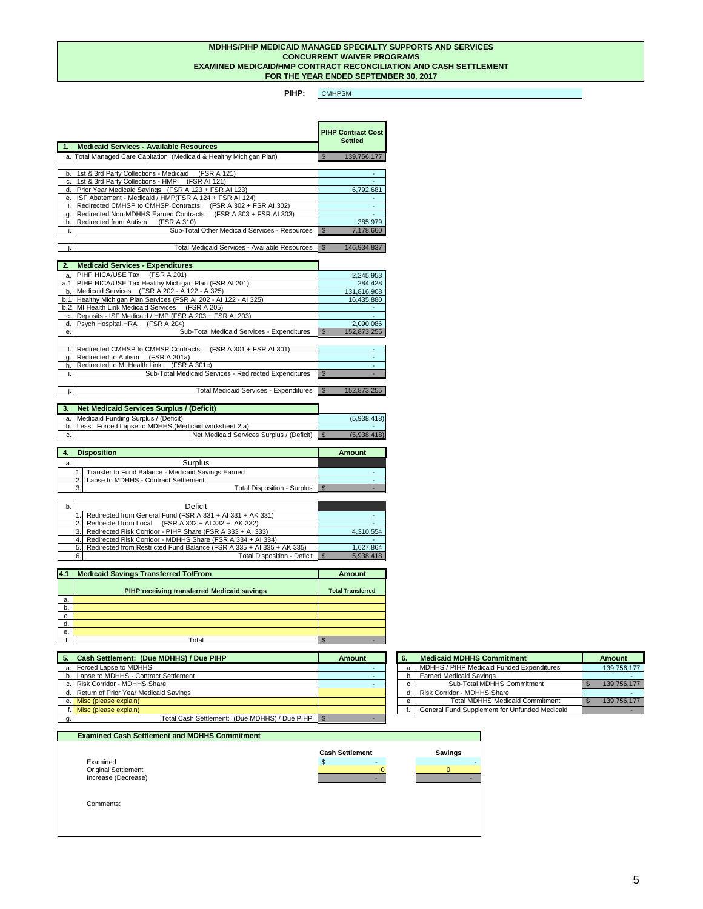# MDHHS/PIHP MEDICAID MANAGED SPECIALTY SUPPORTS AND SERVICES
## CONCURRENT WAIVER PROGRAMS
## EXAMINED MEDICAID/HMP CONTRACT RECONCILIATION AND CASH SETTLEMENT
## FOR THE YEAR ENDED SEPTEMBER 30, 2017

**PIHP:** CMHPSM

| | 1. Medicaid Services - Available Resources | PIHP Contract Cost Settled |
|---|---|---|
| a. | Total Managed Care Capitation (Medicaid & Healthy Michigan Plan) | $ 139,756,177 |
| b. | 1st & 3rd Party Collections - Medicaid (FSR A 121) | - |
| c. | 1st & 3rd Party Collections - HMP (FSR AI 121) | - |
| d. | Prior Year Medicaid Savings (FSR A 123 + FSR AI 123) | 6,792,681 |
| e. | ISF Abatement - Medicaid / HMP(FSR A 124 + FSR AI 124) | - |
| f. | Redirected CMHSP to CMHSP Contracts (FSR A 302 + FSR AI 302) | - |
| g. | Redirected Non-MDHHS Earned Contracts (FSR A 303 + FSR AI 303) | - |
| h. | Redirected from Autism (FSR A 310) | 385,979 |
| i. | Sub-Total Other Medicaid Services - Resources | $ 7,178,660 |
| j. | Total Medicaid Services - Available Resources | $ 146,934,837 |

| | 2. Medicaid Services - Expenditures | |
|---|---|---|
| a. | PIHP HICA/USE Tax (FSR A 201) | 2,245,953 |
| a.1 | PIHP HICA/USE Tax Healthy Michigan Plan (FSR AI 201) | 284,428 |
| b. | Medicaid Services (FSR A 202 - A 122 - A 325) | 131,816,908 |
| b.1 | Healthy Michigan Plan Services (FSR AI 202 - AI 122 - AI 325) | 16,435,880 |
| b.2 | MI Health Link Medicaid Services (FSR A 205) | - |
| c. | Deposits - ISF Medicaid / HMP (FSR A 203 + FSR AI 203) | - |
| d. | Psych Hospital HRA (FSR A 204) | 2,090,086 |
| e. | Sub-Total Medicaid Services - Expenditures | $ 152,873,255 |
| f. | Redirected CMHSP to CMHSP Contracts (FSR A 301 + FSR AI 301) | - |
| g. | Redirected to Autism (FSR A 301a) | - |
| h. | Redirected to MI Health Link (FSR A 301c) | - |
| i. | Sub-Total Medicaid Services - Redirected Expenditures | $ - |
| j. | Total Medicaid Services - Expenditures | $ 152,873,255 |

| | 3. Net Medicaid Services Surplus / (Deficit) | |
|---|---|---|
| a. | Medicaid Funding Surplus / (Deficit) | (5,938,418) |
| b. | Less: Forced Lapse to MDHHS (Medicaid worksheet 2.a) | - |
| c. | Net Medicaid Services Surplus / (Deficit) | $ (5,938,418) |

| | 4. Disposition | Amount |
|---|---|---|
| a. | Surplus | |
| | 1. Transfer to Fund Balance - Medicaid Savings Earned | - |
| | 2. Lapse to MDHHS - Contract Settlement | - |
| | 3. Total Disposition - Surplus | $ - |
| b. | Deficit | |
| | 1. Redirected from General Fund (FSR A 331 + AI 331 + AK 331) | - |
| | 2. Redirected from Local (FSR A 332 + AI 332 + AK 332) | - |
| | 3. Redirected Risk Corridor - PIHP Share (FSR A 333 + AI 333) | 4,310,554 |
| | 4. Redirected Risk Corridor - MDHHS Share (FSR A 334 + AI 334) | - |
| | 5. Redirected from Restricted Fund Balance (FSR A 335 + AI 335 + AK 335) | 1,627,864 |
| | 6. Total Disposition - Deficit | $ 5,938,418 |

| 4.1 | Medicaid Savings Transferred To/From | Amount |
|---|---|---|
| | PIHP receiving transferred Medicaid savings | Total Transferred |
| a. | | |
| b. | | |
| c. | | |
| d. | | |
| e. | | |
| f. | Total | $ - |

| | 5. Cash Settlement: (Due MDHHS) / Due PIHP | Amount |
|---|---|---|
| a. | Forced Lapse to MDHHS | - |
| b. | Lapse to MDHHS - Contract Settlement | - |
| c. | Risk Corridor - MDHHS Share | - |
| d. | Return of Prior Year Medicaid Savings | |
| e. | Misc (please explain) | |
| f. | Misc (please explain) | |
| g. | Total Cash Settlement: (Due MDHHS) / Due PIHP | $ - |

| 6. | Medicaid MDHHS Commitment | Amount |
|---|---|---|
| a. | MDHHS / PIHP Medicaid Funded Expenditures | 139,756,177 |
| b. | Earned Medicaid Savings | - |
| c. | Sub-Total MDHHS Commitment | $ 139,756,177 |
| d. | Risk Corridor - MDHHS Share | - |
| e. | Total MDHHS Medicaid Commitment | $ 139,756,177 |
| f. | General Fund Supplement for Unfunded Medicaid | - |

**Examined Cash Settlement and MDHHS Commitment**

| | Cash Settlement | Savings |
|---|---|---|
| Examined | $ - | - |
| Original Settlement | 0 | 0 |
| Increase (Decrease) | - | - |

Comments: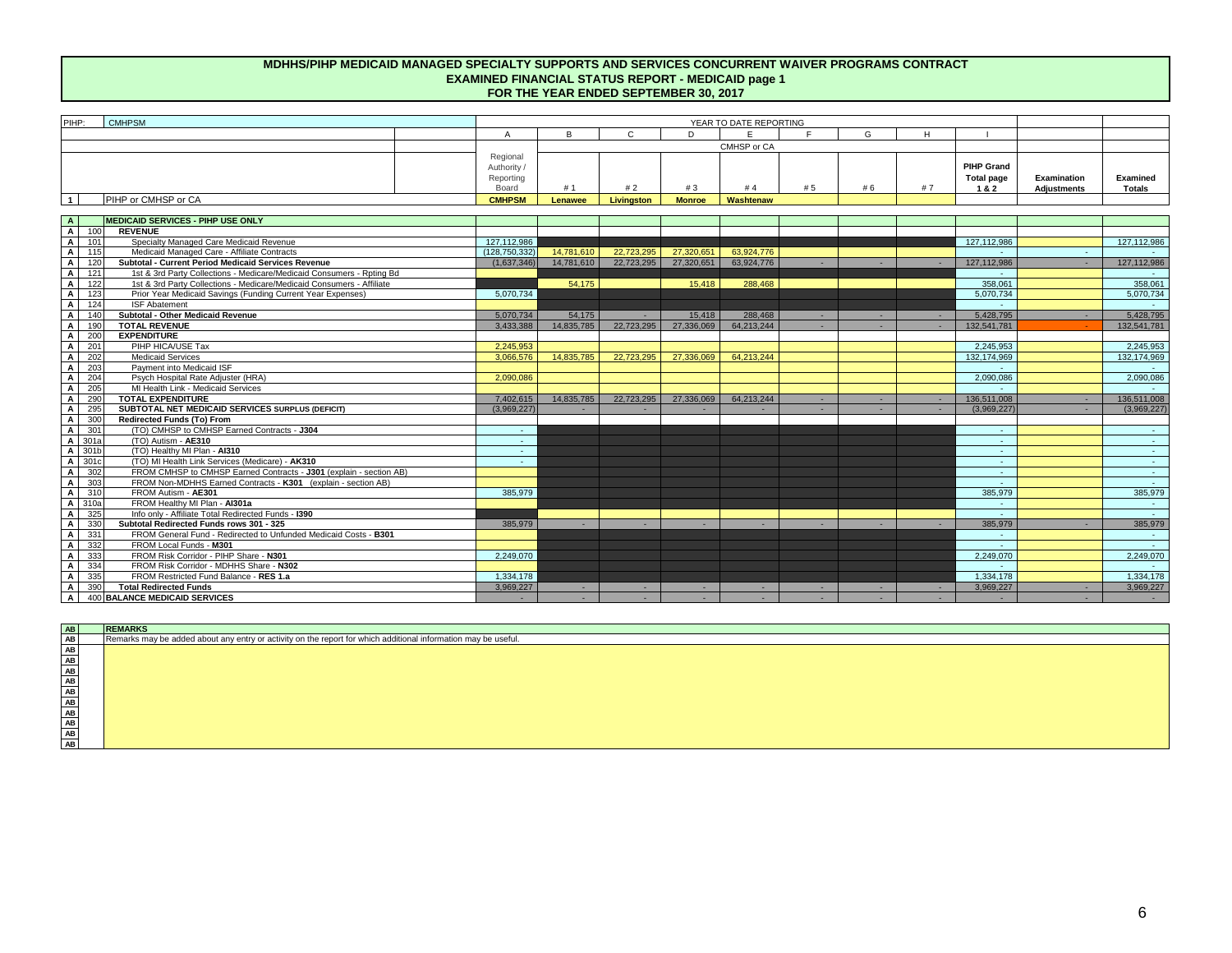# MDHHS/PIHP MEDICAID MANAGED SPECIALTY SUPPORTS AND SERVICES CONCURRENT WAIVER PROGRAMS CONTRACT
## EXAMINED FINANCIAL STATUS REPORT - MEDICAID page 1
## FOR THE YEAR ENDED SEPTEMBER 30, 2017

| PIHP: | | CMHPSM | YEAR TO DATE REPORTING | | | | | | | | | | |
|---|---|---|---|---|---|---|---|---|---|---|---|---|---|
| | | | A | B | C | D | E | F | G | H | I | | |
| | | | | CMHSP or CA | | | | | | | | | |
| | | | Regional Authority / Reporting Board | # 1 | # 2 | # 3 | # 4 | # 5 | # 6 | # 7 | PIHP Grand Total page 1 & 2 | Examination Adjustments | Examined Totals |
| 1 | | PIHP or CMHSP or CA | CMHPSM | Lenawee | Livingston | Monroe | Washtenaw | | | | | | |
| A | | **MEDICAID SERVICES - PIHP USE ONLY** | | | | | | | | | | | |
| A | 100 | **REVENUE** | | | | | | | | | | | |
| A | 101 | Specialty Managed Care Medicaid Revenue | 127,112,986 | | | | | | | | 127,112,986 | | 127,112,986 |
| A | 115 | Medicaid Managed Care - Affiliate Contracts | (128,750,332) | 14,781,610 | 22,723,295 | 27,320,651 | 63,924,776 | | | | - | - | - |
| A | 120 | **Subtotal - Current Period Medicaid Services Revenue** | (1,637,346) | 14,781,610 | 22,723,295 | 27,320,651 | 63,924,776 | - | - | - | 127,112,986 | - | 127,112,986 |
| A | 121 | 1st & 3rd Party Collections - Medicare/Medicaid Consumers - Rpting Bd | | | | | | | | | - | | - |
| A | 122 | 1st & 3rd Party Collections - Medicare/Medicaid Consumers - Affiliate | | 54,175 | | 15,418 | 288,468 | | | | 358,061 | | 358,061 |
| A | 123 | Prior Year Medicaid Savings (Funding Current Year Expenses) | 5,070,734 | | | | | | | | 5,070,734 | | 5,070,734 |
| A | 124 | ISF Abatement | | | | | | | | | - | | - |
| A | 140 | **Subtotal - Other Medicaid Revenue** | 5,070,734 | 54,175 | - | 15,418 | 288,468 | - | - | - | 5,428,795 | - | 5,428,795 |
| A | 190 | **TOTAL REVENUE** | 3,433,388 | 14,835,785 | 22,723,295 | 27,336,069 | 64,213,244 | - | - | - | 132,541,781 | - | 132,541,781 |
| A | 200 | **EXPENDITURE** | | | | | | | | | | | |
| A | 201 | PIHP HICA/USE Tax | 2,245,953 | | | | | | | | 2,245,953 | | 2,245,953 |
| A | 202 | Medicaid Services | 3,066,576 | 14,835,785 | 22,723,295 | 27,336,069 | 64,213,244 | | | | 132,174,969 | | 132,174,969 |
| A | 203 | Payment into Medicaid ISF | | | | | | | | | - | | - |
| A | 204 | Psych Hospital Rate Adjuster (HRA) | 2,090,086 | | | | | | | | 2,090,086 | | 2,090,086 |
| A | 205 | MI Health Link - Medicaid Services | | | | | | | | | - | | - |
| A | 290 | **TOTAL EXPENDITURE** | 7,402,615 | 14,835,785 | 22,723,295 | 27,336,069 | 64,213,244 | - | - | - | 136,511,008 | - | 136,511,008 |
| A | 295 | **SUBTOTAL NET MEDICAID SERVICES SURPLUS (DEFICIT)** | (3,969,227) | - | - | - | - | - | - | - | (3,969,227) | - | (3,969,227) |
| A | 300 | **Redirected Funds (To) From** | | | | | | | | | | | |
| A | 301 | (TO) CMHSP to CMHSP Earned Contracts - **J304** | - | | | | | | | | - | | - |
| A | 301a | (TO) Autism - **AE310** | - | | | | | | | | - | | - |
| A | 301b | (TO) Healthy MI Plan - **AI310** | - | | | | | | | | - | | - |
| A | 301c | (TO) MI Health Link Services (Medicare) - **AK310** | - | | | | | | | | - | | - |
| A | 302 | FROM CMHSP to CMHSP Earned Contracts - **J301** (explain - section AB) | | | | | | | | | - | | - |
| A | 303 | FROM Non-MDHHS Earned Contracts - **K301** (explain - section AB) | | | | | | | | | - | | - |
| A | 310 | FROM Autism - **AE301** | 385,979 | | | | | | | | 385,979 | | 385,979 |
| A | 310a | FROM Healthy MI Plan - **AI301a** | | | | | | | | | - | | - |
| A | 325 | Info only - Affiliate Total Redirected Funds - **I390** | | | | | | | | | - | | - |
| A | 330 | **Subtotal Redirected Funds rows 301 - 325** | 385,979 | - | - | - | - | - | - | - | 385,979 | - | 385,979 |
| A | 331 | FROM General Fund - Redirected to Unfunded Medicaid Costs - **B301** | | | | | | | | | - | | - |
| A | 332 | FROM Local Funds - **M301** | | | | | | | | | - | | - |
| A | 333 | FROM Risk Corridor - PIHP Share - **N301** | 2,249,070 | | | | | | | | 2,249,070 | | 2,249,070 |
| A | 334 | FROM Risk Corridor - MDHHS Share - **N302** | | | | | | | | | - | | - |
| A | 335 | FROM Restricted Fund Balance - **RES 1.a** | 1,334,178 | | | | | | | | 1,334,178 | | 1,334,178 |
| A | 390 | **Total Redirected Funds** | 3,969,227 | - | - | - | - | - | - | - | 3,969,227 | - | 3,969,227 |
| A | 400 | **BALANCE MEDICAID SERVICES** | - | - | - | - | - | - | - | - | - | - | - |

| AB | **REMARKS** |
|---|---|
| AB | Remarks may be added about any entry or activity on the report for which additional information may be useful. |
| AB | |
| AB | |
| AB | |
| AB | |
| AB | |
| AB | |
| AB | |
| AB | |
| AB | |
| AB | |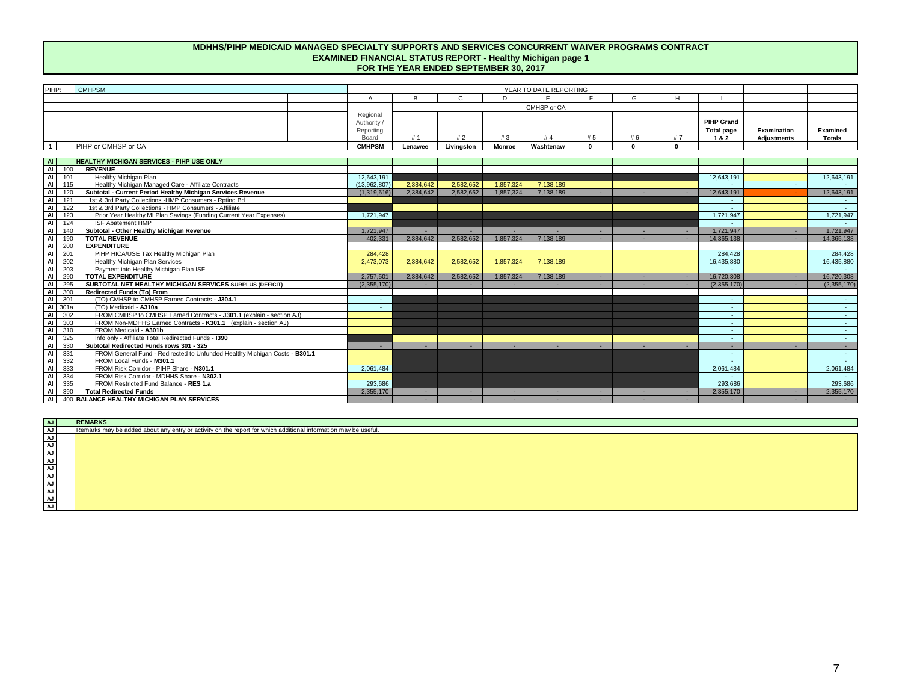# MDHHS/PIHP MEDICAID MANAGED SPECIALTY SUPPORTS AND SERVICES CONCURRENT WAIVER PROGRAMS CONTRACT
## EXAMINED FINANCIAL STATUS REPORT - Healthy Michigan page 1
## FOR THE YEAR ENDED SEPTEMBER 30, 2017

| PIHP: | CMHPSM | | YEAR TO DATE REPORTING | | | | | | | | | | |
|---|---|---|---|---|---|---|---|---|---|---|---|---|---|
| | | | A | B | C | D | E | F | G | H | I | | |
| | | | | CMHSP or CA | | | | | | | | | |
| | | | Regional Authority / Reporting Board | # 1 | # 2 | # 3 | # 4 | # 5 | # 6 | # 7 | PIHP Grand Total page 1 & 2 | Examination Adjustments | Examined Totals |
| 1 | | PIHP or CMHSP or CA | CMHPSM | Lenawee | Livingston | Monroe | Washtenaw | 0 | 0 | 0 | | | |
| AI | | HEALTHY MICHIGAN SERVICES - PIHP USE ONLY | | | | | | | | | | | |
| AI | 100 | REVENUE | | | | | | | | | | | |
| AI | 101 | Healthy Michigan Plan | 12,643,191 | | | | | | | | 12,643,191 | | 12,643,191 |
| AI | 115 | Healthy Michigan Managed Care - Affiliate Contracts | (13,962,807) | 2,384,642 | 2,582,652 | 1,857,324 | 7,138,189 | | | | - | - | - |
| AI | 120 | Subtotal - Current Period Healthy Michigan Services Revenue | (1,319,616) | 2,384,642 | 2,582,652 | 1,857,324 | 7,138,189 | - | - | - | 12,643,191 | - | 12,643,191 |
| AI | 121 | 1st & 3rd Party Collections -HMP Consumers - Rpting Bd | | | | | | | | | - | | - |
| AI | 122 | 1st & 3rd Party Collections - HMP Consumers - Affiliate | | | | | | | | | - | | - |
| AI | 123 | Prior Year Healthy MI Plan Savings (Funding Current Year Expenses) | 1,721,947 | | | | | | | | 1,721,947 | | 1,721,947 |
| AI | 124 | ISF Abatement HMP | | | | | | | | | - | | - |
| AI | 140 | Subtotal - Other Healthy Michigan Revenue | 1,721,947 | - | - | - | - | - | - | - | 1,721,947 | - | 1,721,947 |
| AI | 190 | TOTAL REVENUE | 402,331 | 2,384,642 | 2,582,652 | 1,857,324 | 7,138,189 | - | - | - | 14,365,138 | - | 14,365,138 |
| AI | 200 | EXPENDITURE | | | | | | | | | | | |
| AI | 201 | PIHP HICA/USE Tax Healthy Michigan Plan | 284,428 | | | | | | | | 284,428 | | 284,428 |
| AI | 202 | Healthy Michigan Plan Services | 2,473,073 | 2,384,642 | 2,582,652 | 1,857,324 | 7,138,189 | | | | 16,435,880 | | 16,435,880 |
| AI | 203 | Payment into Healthy Michigan Plan ISF | | | | | | | | | - | | - |
| AI | 290 | TOTAL EXPENDITURE | 2,757,501 | 2,384,642 | 2,582,652 | 1,857,324 | 7,138,189 | - | - | - | 16,720,308 | - | 16,720,308 |
| AI | 295 | SUBTOTAL NET HEALTHY MICHIGAN SERVICES SURPLUS (DEFICIT) | (2,355,170) | - | - | - | - | - | - | - | (2,355,170) | - | (2,355,170) |
| AI | 300 | Redirected Funds (To) From | | | | | | | | | | | |
| AI | 301 | (TO) CMHSP to CMHSP Earned Contracts - J304.1 | - | | | | | | | | - | | - |
| AI | 301a | (TO) Medicaid - A310a | - | | | | | | | | - | | - |
| AI | 302 | FROM CMHSP to CMHSP Earned Contracts - J301.1 (explain - section AJ) | | | | | | | | | - | | - |
| AI | 303 | FROM Non-MDHHS Earned Contracts - K301.1 (explain - section AJ) | | | | | | | | | - | | - |
| AI | 310 | FROM Medicaid - A301b | | | | | | | | | - | | - |
| AI | 325 | Info only - Affiliate Total Redirected Funds - I390 | | | | | | | | | - | | - |
| AI | 330 | Subtotal Redirected Funds rows 301 - 325 | - | - | - | - | - | - | - | - | - | - | - |
| AI | 331 | FROM General Fund - Redirected to Unfunded Healthy Michigan Costs - B301.1 | | | | | | | | | - | | - |
| AI | 332 | FROM Local Funds - M301.1 | | | | | | | | | - | | - |
| AI | 333 | FROM Risk Corridor - PIHP Share - N301.1 | 2,061,484 | | | | | | | | 2,061,484 | | 2,061,484 |
| AI | 334 | FROM Risk Corridor - MDHHS Share - N302.1 | | | | | | | | | - | | - |
| AI | 335 | FROM Restricted Fund Balance - RES 1.a | 293,686 | | | | | | | | 293,686 | | 293,686 |
| AI | 390 | Total Redirected Funds | 2,355,170 | - | - | - | - | - | - | - | 2,355,170 | - | 2,355,170 |
| AI | 400 | BALANCE HEALTHY MICHIGAN PLAN SERVICES | - | - | - | - | - | - | - | - | - | - | - |

| AJ | REMARKS |
|---|---|
| AJ | Remarks may be added about any entry or activity on the report for which additional information may be useful. |
| AJ | |
| AJ | |
| AJ | |
| AJ | |
| AJ | |
| AJ | |
| AJ | |
| AJ | |
| AJ | |
| AJ | |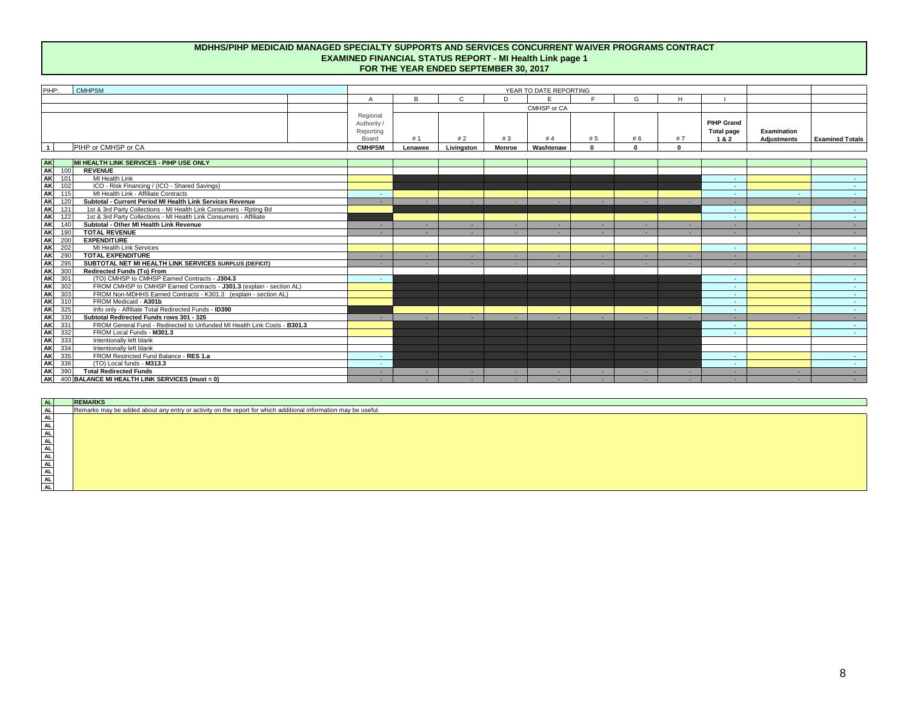## MDHHS/PIHP MEDICAID MANAGED SPECIALTY SUPPORTS AND SERVICES CONCURRENT WAIVER PROGRAMS CONTRACT
## EXAMINED FINANCIAL STATUS REPORT - MI Health Link page 1
## FOR THE YEAR ENDED SEPTEMBER 30, 2017

| PIHP: | CMHPSM | | YEAR TO DATE REPORTING | | | | | | | | | | |
|---|---|---|---|---|---|---|---|---|---|---|---|---|---|
| | | | A | B | C | D | E | F | G | H | I | | |
| | | | | CMHSP or CA | | | | | | | | | |
| | | | Regional Authority / Reporting Board | # 1 | # 2 | # 3 | # 4 | # 5 | # 6 | # 7 | PIHP Grand Total page 1 & 2 | Examination Adjustments | Examined Totals |
| 1 | | PIHP or CMHSP or CA | CMHPSM | Lenawee | Livingston | Monroe | Washtenaw | 0 | 0 | 0 | | | |
| AK | | MI HEALTH LINK SERVICES - PIHP USE ONLY | | | | | | | | | | | |
| AK | 100 | **REVENUE** | | | | | | | | | | | |
| AK | 101 | MI Health Link | | | | | | | | | - | | - |
| AK | 102 | ICO - Risk Financing / (ICO - Shared Savings) | | | | | | | | | - | | - |
| AK | 115 | MI Health Link - Affiliate Contracts | - | | | | | | | | - | - | - |
| AK | 120 | **Subtotal - Current Period MI Health Link Services Revenue** | - | - | - | - | - | - | - | - | - | - | - |
| AK | 121 | 1st & 3rd Party Collections - MI Health Link Consumers - Rpting Bd | | | | | | | | | - | | - |
| AK | 122 | 1st & 3rd Party Collections - MI Health Link Consumers - Affiliate | | | | | | | | | - | | - |
| AK | 140 | **Subtotal - Other MI Health Link Revenue** | - | - | - | - | - | - | - | - | - | - | - |
| AK | 190 | **TOTAL REVENUE** | - | - | - | - | - | - | - | - | - | - | - |
| AK | 200 | **EXPENDITURE** | | | | | | | | | | | |
| AK | 202 | MI Health Link Services | | | | | | | | | - | | - |
| AK | 290 | **TOTAL EXPENDITURE** | - | - | - | - | - | - | - | - | - | - | - |
| AK | 295 | **SUBTOTAL NET MI HEALTH LINK SERVICES SURPLUS (DEFICIT)** | - | - | - | - | - | - | - | - | - | - | - |
| AK | 300 | **Redirected Funds (To) From** | | | | | | | | | | | |
| AK | 301 | (TO) CMHSP to CMHSP Earned Contracts - **J304.3** | - | | | | | | | | - | | - |
| AK | 302 | FROM CMHSP to CMHSP Earned Contracts - **J301.3** (explain - section AL) | | | | | | | | | - | | - |
| AK | 303 | FROM Non-MDHHS Earned Contracts - K301.3 (explain - section AL) | | | | | | | | | - | | - |
| AK | 310 | FROM Medicaid - **A301b** | | | | | | | | | - | | - |
| AK | 325 | Info only - Affiliate Total Redirected Funds - **ID390** | | | | | | | | | - | | - |
| AK | 330 | **Subtotal Redirected Funds rows 301 - 325** | - | - | - | - | - | - | - | - | - | - | - |
| AK | 331 | FROM General Fund - Redirected to Unfunded MI Health Link Costs - **B301.3** | | | | | | | | | - | | - |
| AK | 332 | FROM Local Funds - **M301.3** | | | | | | | | | - | | - |
| AK | 333 | Intentionally left blank | | | | | | | | | | | |
| AK | 334 | Intentionally left blank | | | | | | | | | | | |
| AK | 335 | FROM Restricted Fund Balance - **RES 1.a** | - | | | | | | | | - | | - |
| AK | 336 | (TO) Local funds - **M313.3** | - | | | | | | | | - | | - |
| AK | 390 | **Total Redirected Funds** | - | - | - | - | - | - | - | - | - | - | - |
| AK | 400 | **BALANCE MI HEALTH LINK SERVICES (must = 0)** | - | - | - | - | - | - | - | - | - | - | - |

| AL | **REMARKS** |
|---|---|
| AL | Remarks may be added about any entry or activity on the report for which additional information may be useful. |
| AL | |
| AL | |
| AL | |
| AL | |
| AL | |
| AL | |
| AL | |
| AL | |
| AL | |
| AL | |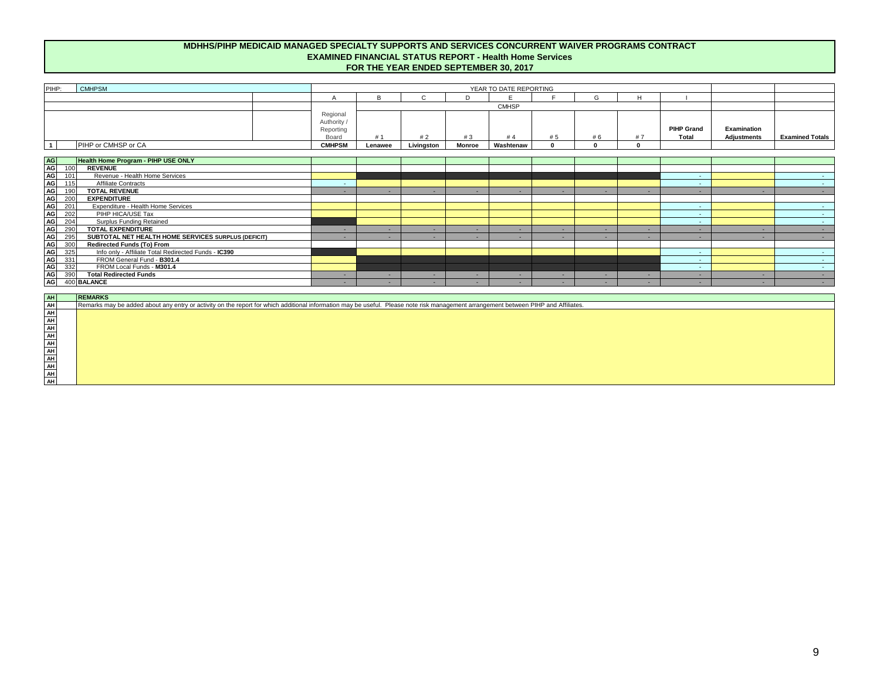# MDHHS/PIHP MEDICAID MANAGED SPECIALTY SUPPORTS AND SERVICES CONCURRENT WAIVER PROGRAMS CONTRACT
## EXAMINED FINANCIAL STATUS REPORT - Health Home Services
## FOR THE YEAR ENDED SEPTEMBER 30, 2017

| PIHP: | CMHPSM | | YEAR TO DATE REPORTING | | | | | | | | | | |
|---|---|---|---|---|---|---|---|---|---|---|---|---|---|
| | | | A | B | C | D | E | F | G | H | I | | |
| | | | | | | | CMHSP | | | | | | |
| | | | Regional Authority / Reporting Board | # 1 | # 2 | # 3 | # 4 | # 5 | # 6 | # 7 | PIHP Grand Total | Examination Adjustments | Examined Totals |
| 1 | | PIHP or CMHSP or CA | CMHPSM | Lenawee | Livingston | Monroe | Washtenaw | 0 | 0 | 0 | | | |
| AG | | **Health Home Program - PIHP USE ONLY** | | | | | | | | | | | |
| AG | 100 | **REVENUE** | | | | | | | | | | | |
| AG | 101 | Revenue - Health Home Services | | | | | | | | | - | | - |
| AG | 115 | Affiliate Contracts | - | | | | | | | | - | | - |
| AG | 190 | **TOTAL REVENUE** | - | - | - | - | - | - | - | - | - | - | - |
| AG | 200 | **EXPENDITURE** | | | | | | | | | | | |
| AG | 201 | Expenditure - Health Home Services | | | | | | | | | - | | - |
| AG | 202 | PIHP HICA/USE Tax | | | | | | | | | - | | - |
| AG | 204 | Surplus Funding Retained | | | | | | | | | - | | - |
| AG | 290 | **TOTAL EXPENDITURE** | - | - | - | - | - | - | - | - | - | - | - |
| AG | 295 | **SUBTOTAL NET HEALTH HOME SERVICES SURPLUS (DEFICIT)** | - | - | - | - | - | - | - | - | - | - | - |
| AG | 300 | **Redirected Funds (To) From** | | | | | | | | | | | |
| AG | 325 | Info only - Affiliate Total Redirected Funds - **IC390** | | | | | | | | | - | | - |
| AG | 331 | FROM General Fund - **B301.4** | | | | | | | | | - | | - |
| AG | 332 | FROM Local Funds - **M301.4** | | | | | | | | | - | | - |
| AG | 390 | **Total Redirected Funds** | - | - | - | - | - | - | - | - | - | - | - |
| AG | 400 | **BALANCE** | - | - | - | - | - | - | - | - | - | - | - |

| AH | **REMARKS** |
|---|---|
| AH | Remarks may be added about any entry or activity on the report for which additional information may be useful. Please note risk management arrangement between PIHP and Affiliates. |
| AH | |
| AH | |
| AH | |
| AH | |
| AH | |
| AH | |
| AH | |
| AH | |
| AH | |
| AH | |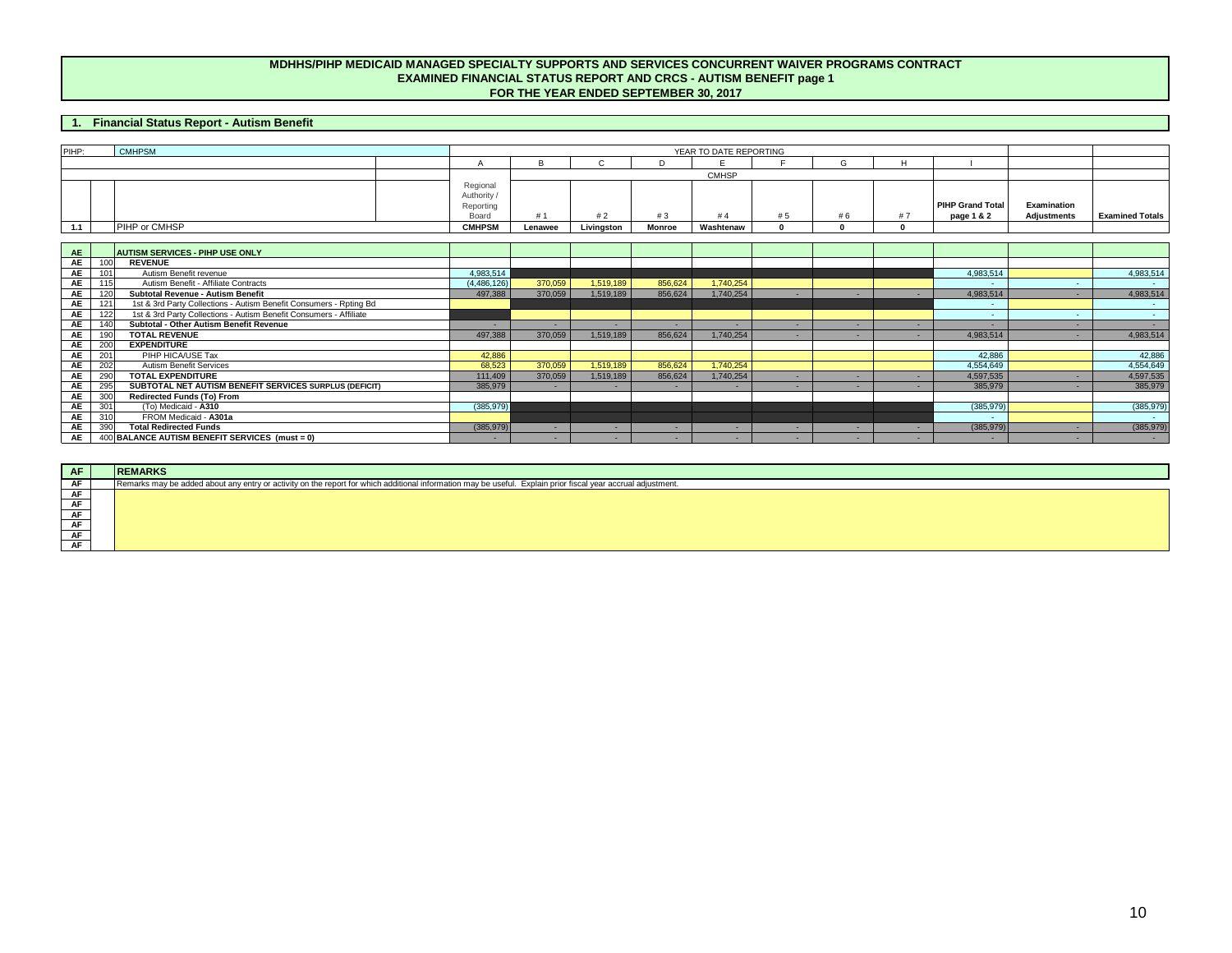# MDHHS/PIHP MEDICAID MANAGED SPECIALTY SUPPORTS AND SERVICES CONCURRENT WAIVER PROGRAMS CONTRACT
## EXAMINED FINANCIAL STATUS REPORT AND CRCS - AUTISM BENEFIT page 1
## FOR THE YEAR ENDED SEPTEMBER 30, 2017

## 1. Financial Status Report - Autism Benefit

| PIHP: | | CMHPSM | YEAR TO DATE REPORTING | | | | | | | | | | |
|---|---|---|---|---|---|---|---|---|---|---|---|---|---|
| | | | A | B | C | D | E | F | G | H | I | | |
| | | | | CMHSP | | | | | | | | | |
| | | | Regional Authority / Reporting Board | # 1 | # 2 | # 3 | # 4 | # 5 | # 6 | # 7 | PIHP Grand Total page 1 & 2 | Examination Adjustments | Examined Totals |
| 1.1 | | PIHP or CMHSP | CMHPSM | Lenawee | Livingston | Monroe | Washtenaw | 0 | 0 | 0 | | | |
| AE | | **AUTISM SERVICES - PIHP USE ONLY** | | | | | | | | | | | |
| AE | 100 | **REVENUE** | | | | | | | | | | | |
| AE | 101 | Autism Benefit revenue | 4,983,514 | | | | | | | | 4,983,514 | | 4,983,514 |
| AE | 115 | Autism Benefit - Affiliate Contracts | (4,486,126) | 370,059 | 1,519,189 | 856,624 | 1,740,254 | | | | - | - | - |
| AE | 120 | **Subtotal Revenue - Autism Benefit** | 497,388 | 370,059 | 1,519,189 | 856,624 | 1,740,254 | - | - | - | 4,983,514 | - | 4,983,514 |
| AE | 121 | 1st & 3rd Party Collections - Autism Benefit Consumers - Rpting Bd | | | | | | | | | - | | - |
| AE | 122 | 1st & 3rd Party Collections - Autism Benefit Consumers - Affiliate | | | | | | | | | - | - | - |
| AE | 140 | **Subtotal - Other Autism Benefit Revenue** | - | - | - | - | - | - | - | - | - | - | - |
| AE | 190 | **TOTAL REVENUE** | 497,388 | 370,059 | 1,519,189 | 856,624 | 1,740,254 | - | - | - | 4,983,514 | - | 4,983,514 |
| AE | 200 | **EXPENDITURE** | | | | | | | | | | | |
| AE | 201 | PIHP HICA/USE Tax | 42,886 | | | | | | | | 42,886 | | 42,886 |
| AE | 202 | Autism Benefit Services | 68,523 | 370,059 | 1,519,189 | 856,624 | 1,740,254 | | | | 4,554,649 | | 4,554,649 |
| AE | 290 | **TOTAL EXPENDITURE** | 111,409 | 370,059 | 1,519,189 | 856,624 | 1,740,254 | - | - | - | 4,597,535 | - | 4,597,535 |
| AE | 295 | **SUBTOTAL NET AUTISM BENEFIT SERVICES SURPLUS (DEFICIT)** | 385,979 | - | - | - | - | - | - | - | 385,979 | - | 385,979 |
| AE | 300 | **Redirected Funds (To) From** | | | | | | | | | | | |
| AE | 301 | (To) Medicaid - **A310** | (385,979) | | | | | | | | (385,979) | | (385,979) |
| AE | 310 | FROM Medicaid - **A301a** | | | | | | | | | - | | - |
| AE | 390 | **Total Redirected Funds** | (385,979) | - | - | - | - | - | - | - | (385,979) | - | (385,979) |
| AE | 400 | **BALANCE AUTISM BENEFIT SERVICES (must = 0)** | - | - | - | - | - | - | - | - | - | - | - |

| AF | | **REMARKS** |
|---|---|---|
| AF | | Remarks may be added about any entry or activity on the report for which additional information may be useful. Explain prior fiscal year accrual adjustment. |
| AF | | |
| AF | | |
| AF | | |
| AF | | |
| AF | | |
| AF | | |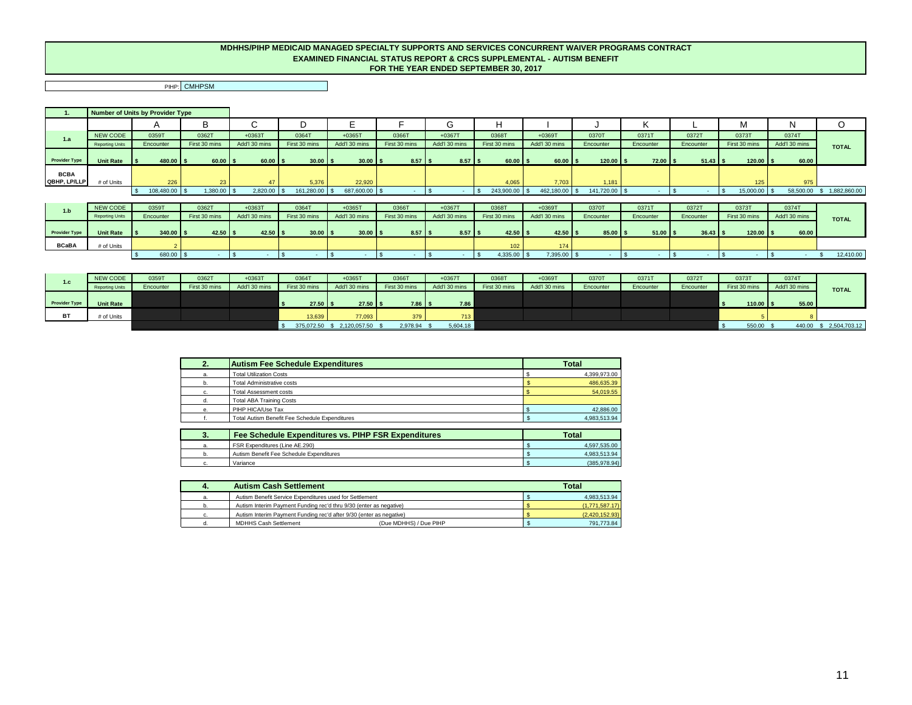# MDHHS/PIHP MEDICAID MANAGED SPECIALTY SUPPORTS AND SERVICES CONCURRENT WAIVER PROGRAMS CONTRACT
## EXAMINED FINANCIAL STATUS REPORT & CRCS SUPPLEMENTAL - AUTISM BENEFIT
## FOR THE YEAR ENDED SEPTEMBER 30, 2017

PIHP: CMHPSM

**1. Number of Units by Provider Type**

| | | A | B | C | D | E | F | G | H | I | J | K | L | M | N | O |
|---|---|---|---|---|---|---|---|---|---|---|---|---|---|---|---|---|
| 1.a | NEW CODE | 0359T | 0362T | +0363T | 0364T | +0365T | 0366T | +0367T | 0368T | +0369T | 0370T | 0371T | 0372T | 0373T | 0374T | TOTAL |
| | Reporting Units | Encounter | First 30 mins | Add'l 30 mins | First 30 mins | Add'l 30 mins | First 30 mins | Add'l 30 mins | First 30 mins | Add'l 30 mins | Encounter | Encounter | Encounter | First 30 mins | Add'l 30 mins | |
| Provider Type | Unit Rate | $ 480.00 | $ 60.00 | $ 60.00 | $ 30.00 | $ 30.00 | $ 8.57 | $ 8.57 | $ 60.00 | $ 60.00 | $ 120.00 | $ 72.00 | $ 51.43 | $ 120.00 | $ 60.00 | |
| BCBA QBHP, LP/LLP | # of Units | 226 | 23 | 47 | 5,376 | 22,920 | | | 4,065 | 7,703 | 1,181 | | | 125 | 975 | |
| | | $ 108,480.00 | $ 1,380.00 | $ 2,820.00 | $ 161,280.00 | $ 687,600.00 | $ - | $ - | $ 243,900.00 | $ 462,180.00 | $ 141,720.00 | $ - | $ - | $ 15,000.00 | $ 58,500.00 | $ 1,882,860.00 |

| | | A | B | C | D | E | F | G | H | I | J | K | L | M | N | O |
|---|---|---|---|---|---|---|---|---|---|---|---|---|---|---|---|---|
| 1.b | NEW CODE | 0359T | 0362T | +0363T | 0364T | +0365T | 0366T | +0367T | 0368T | +0369T | 0370T | 0371T | 0372T | 0373T | 0374T | TOTAL |
| | Reporting Units | Encounter | First 30 mins | Add'l 30 mins | First 30 mins | Add'l 30 mins | First 30 mins | Add'l 30 mins | First 30 mins | Add'l 30 mins | Encounter | Encounter | Encounter | First 30 mins | Add'l 30 mins | |
| Provider Type | Unit Rate | $ 340.00 | $ 42.50 | $ 42.50 | $ 30.00 | $ 30.00 | $ 8.57 | $ 8.57 | $ 42.50 | $ 42.50 | $ 85.00 | $ 51.00 | $ 36.43 | $ 120.00 | $ 60.00 | |
| BCaBA | # of Units | 2 | | | | | | | 102 | 174 | | | | | | |
| | | $ 680.00 | $ - | $ - | $ - | $ - | $ - | $ - | $ 4,335.00 | $ 7,395.00 | $ - | $ - | $ - | $ - | $ - | $ 12,410.00 |

| | | A | B | C | D | E | F | G | H | I | J | K | L | M | N | O |
|---|---|---|---|---|---|---|---|---|---|---|---|---|---|---|---|---|
| 1.c | NEW CODE | 0359T | 0362T | +0363T | 0364T | +0365T | 0366T | +0367T | 0368T | +0369T | 0370T | 0371T | 0372T | 0373T | 0374T | TOTAL |
| | Reporting Units | Encounter | First 30 mins | Add'l 30 mins | First 30 mins | Add'l 30 mins | First 30 mins | Add'l 30 mins | First 30 mins | Add'l 30 mins | Encounter | Encounter | Encounter | First 30 mins | Add'l 30 mins | |
| Provider Type | Unit Rate | | | | $ 27.50 | $ 27.50 | $ 7.86 | $ 7.86 | | | | | | $ 110.00 | $ 55.00 | |
| BT | # of Units | | | | 13,639 | 77,093 | 379 | 713 | | | | | | 5 | 8 | |
| | | | | | $ 375,072.50 | $ 2,120,057.50 | $ 2,978.94 | $ 5,604.18 | | | | | | $ 550.00 | $ 440.00 | $ 2,504,703.12 |

| 2. | Autism Fee Schedule Expenditures | Total |
|---|---|---|
| a. | Total Utilization Costs | $ 4,399,973.00 |
| b. | Total Administrative costs | $ 486,635.39 |
| c. | Total Assessment costs | $ 54,019.55 |
| d. | Total ABA Training Costs | |
| e. | PIHP HICA/Use Tax | $ 42,886.00 |
| f. | Total Autism Benefit Fee Schedule Expenditures | $ 4,983,513.94 |

| 3. | Fee Schedule Expenditures vs. PIHP FSR Expenditures | Total |
|---|---|---|
| a. | FSR Expenditures (Line AE.290) | $ 4,597,535.00 |
| b. | Autism Benefit Fee Schedule Expenditures | $ 4,983,513.94 |
| c. | Variance | $ (385,978.94) |

| 4. | Autism Cash Settlement | Total |
|---|---|---|
| a. | Autism Benefit Service Expenditures used for Settlement | $ 4,983,513.94 |
| b. | Autism Interim Payment Funding rec'd thru 9/30 (enter as negative) | $ (1,771,587.17) |
| c. | Autism Interim Payment Funding rec'd after 9/30 (enter as negative) | $ (2,420,152.93) |
| d. | MDHHS Cash Settlement (Due MDHHS) / Due PIHP | $ 791,773.84 |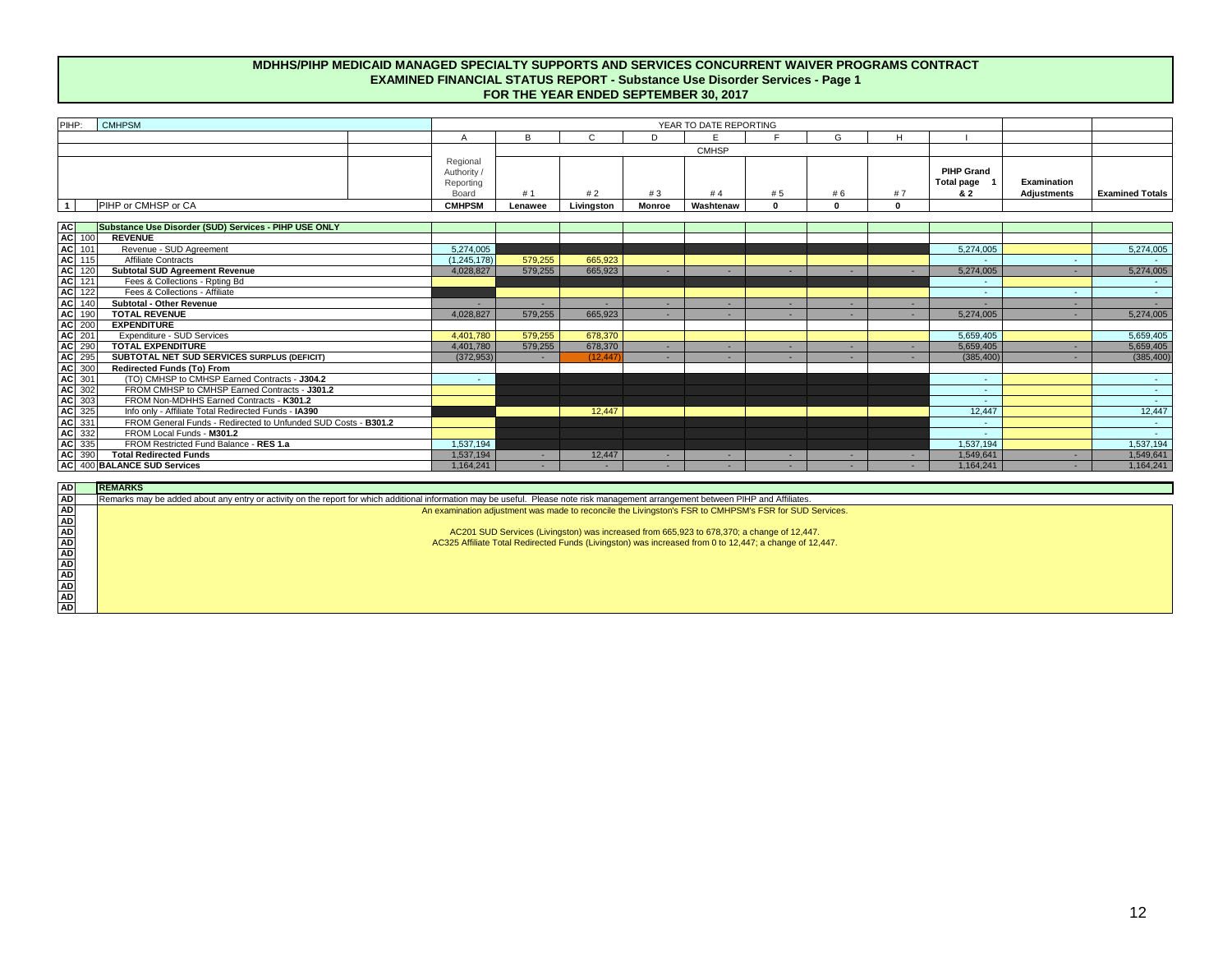# MDHHS/PIHP MEDICAID MANAGED SPECIALTY SUPPORTS AND SERVICES CONCURRENT WAIVER PROGRAMS CONTRACT
## EXAMINED FINANCIAL STATUS REPORT - Substance Use Disorder Services - Page 1
## FOR THE YEAR ENDED SEPTEMBER 30, 2017

| PIHP: | CMHPSM | YEAR TO DATE REPORTING | | | | | | | | | | |
|---|---|---|---|---|---|---|---|---|---|---|---|---|
| | | A | B | C | D | E | F | G | H | I | | |
| | | | CMHSP | | | | | | | | | |
| | | Regional Authority / Reporting Board | # 1 | # 2 | # 3 | # 4 | # 5 | # 6 | # 7 | PIHP Grand Total page 1 & 2 | Examination Adjustments | Examined Totals |
| 1 | PIHP or CMHSP or CA | CMHPSM | Lenawee | Livingston | Monroe | Washtenaw | 0 | 0 | 0 | | | |
| AC | Substance Use Disorder (SUD) Services - PIHP USE ONLY | | | | | | | | | | | |
| AC 100 | REVENUE | | | | | | | | | | | |
| AC 101 | Revenue - SUD Agreement | 5,274,005 | | | | | | | | 5,274,005 | | 5,274,005 |
| AC 115 | Affiliate Contracts | (1,245,178) | 579,255 | 665,923 | | | | | | - | - | - |
| AC 120 | Subtotal SUD Agreement Revenue | 4,028,827 | 579,255 | 665,923 | - | - | - | - | - | 5,274,005 | - | 5,274,005 |
| AC 121 | Fees & Collections - Rpting Bd | | | | | | | | | - | | - |
| AC 122 | Fees & Collections - Affiliate | | | | | | | | | - | - | - |
| AC 140 | Subtotal - Other Revenue | - | - | - | - | - | - | - | - | - | - | - |
| AC 190 | TOTAL REVENUE | 4,028,827 | 579,255 | 665,923 | - | - | - | - | - | 5,274,005 | - | 5,274,005 |
| AC 200 | EXPENDITURE | | | | | | | | | | | |
| AC 201 | Expenditure - SUD Services | 4,401,780 | 579,255 | 678,370 | | | | | | 5,659,405 | | 5,659,405 |
| AC 290 | TOTAL EXPENDITURE | 4,401,780 | 579,255 | 678,370 | - | - | - | - | - | 5,659,405 | - | 5,659,405 |
| AC 295 | SUBTOTAL NET SUD SERVICES SURPLUS (DEFICIT) | (372,953) | - | (12,447) | - | - | - | - | - | (385,400) | - | (385,400) |
| AC 300 | Redirected Funds (To) From | | | | | | | | | | | |
| AC 301 | (TO) CMHSP to CMHSP Earned Contracts - J304.2 | - | | | | | | | | - | | - |
| AC 302 | FROM CMHSP to CMHSP Earned Contracts - J301.2 | | | | | | | | | - | | - |
| AC 303 | FROM Non-MDHHS Earned Contracts - K301.2 | | | | | | | | | - | | - |
| AC 325 | Info only - Affiliate Total Redirected Funds - IA390 | | | 12,447 | | | | | | 12,447 | | 12,447 |
| AC 331 | FROM General Funds - Redirected to Unfunded SUD Costs - B301.2 | | | | | | | | | - | | - |
| AC 332 | FROM Local Funds - M301.2 | | | | | | | | | - | | - |
| AC 335 | FROM Restricted Fund Balance - RES 1.a | 1,537,194 | | | | | | | | 1,537,194 | | 1,537,194 |
| AC 390 | Total Redirected Funds | 1,537,194 | - | 12,447 | - | - | - | - | - | 1,549,641 | - | 1,549,641 |
| AC 400 | BALANCE SUD Services | 1,164,241 | - | - | - | - | - | - | - | 1,164,241 | - | 1,164,241 |

**REMARKS**

Remarks may be added about any entry or activity on the report for which additional information may be useful. Please note risk management arrangement between PIHP and Affiliates.

An examination adjustment was made to reconcile the Livingston's FSR to CMHPSM's FSR for SUD Services.

AC201 SUD Services (Livingston) was increased from 665,923 to 678,370; a change of 12,447.

AC325 Affiliate Total Redirected Funds (Livingston) was increased from 0 to 12,447; a change of 12,447.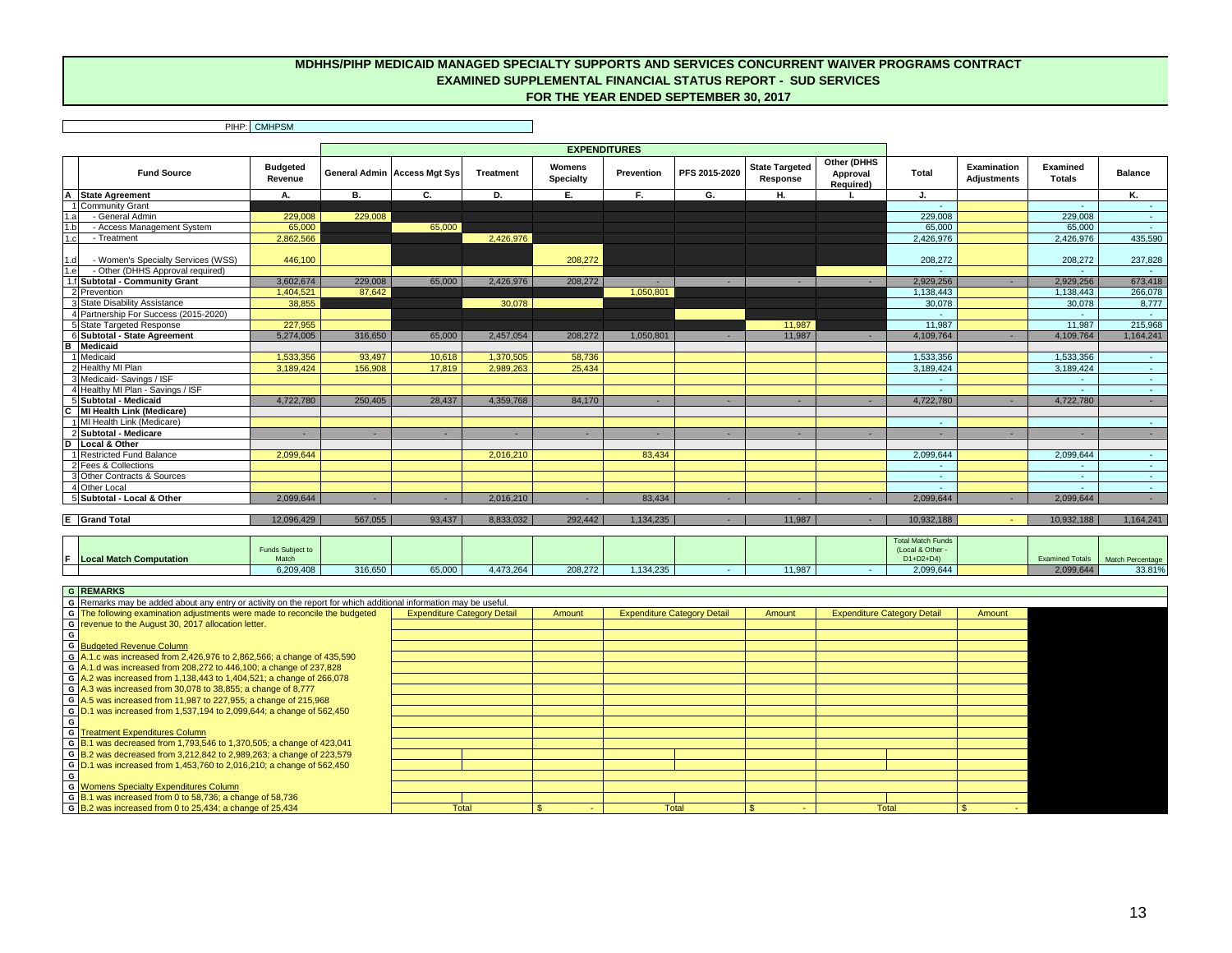# MDHHS/PIHP MEDICAID MANAGED SPECIALTY SUPPORTS AND SERVICES CONCURRENT WAIVER PROGRAMS CONTRACT
## EXAMINED SUPPLEMENTAL FINANCIAL STATUS REPORT - SUD SERVICES
## FOR THE YEAR ENDED SEPTEMBER 30, 2017

PIHP: CMHPSM

| | Fund Source | Budgeted Revenue | EXPENDITURES | | | | | | | | | | Examination Adjustments | Examined Totals | Balance |
|---|---|---|---|---|---|---|---|---|---|---|---|---|---|---|---|
| | | | General Admin | Access Mgt Sys | Treatment | Womens Specialty | Prevention | PFS 2015-2020 | State Targeted Response | Other (DHHS Approval Required) | Total | | | | |
| | | A. | B. | C. | D. | E. | F. | G. | H. | I. | J. | | | | K. |
| A | State Agreement | | | | | | | | | | | | | | |
| 1 | Community Grant | | | | | | | | | | - | | | - | - |
| 1.a | - General Admin | 229,008 | 229,008 | | | | | | | | 229,008 | | | 229,008 | - |
| 1.b | - Access Management System | 65,000 | | 65,000 | | | | | | | 65,000 | | | 65,000 | - |
| 1.c | - Treatment | 2,862,566 | | | 2,426,976 | | | | | | 2,426,976 | | | 2,426,976 | 435,590 |
| 1.d | - Women's Specialty Services (WSS) | 446,100 | | | | 208,272 | | | | | 208,272 | | | 208,272 | 237,828 |
| 1.e | - Other (DHHS Approval required) | | | | | | | | | | - | | | - | - |
| 1.f | Subtotal - Community Grant | 3,602,674 | 229,008 | 65,000 | 2,426,976 | 208,272 | - | - | - | - | 2,929,256 | | - | 2,929,256 | 673,418 |
| 2 | Prevention | 1,404,521 | 87,642 | | | | 1,050,801 | | | | 1,138,443 | | | 1,138,443 | 266,078 |
| 3 | State Disability Assistance | 38,855 | | | 30,078 | | | | | | 30,078 | | | 30,078 | 8,777 |
| 4 | Partnership For Success (2015-2020) | | | | | | | | | | - | | | - | - |
| 5 | State Targeted Response | 227,955 | | | | | | | 11,987 | | 11,987 | | | 11,987 | 215,968 |
| 6 | Subtotal - State Agreement | 5,274,005 | 316,650 | 65,000 | 2,457,054 | 208,272 | 1,050,801 | - | 11,987 | - | 4,109,764 | | - | 4,109,764 | 1,164,241 |
| B | Medicaid | | | | | | | | | | | | | | |
| 1 | Medicaid | 1,533,356 | 93,497 | 10,618 | 1,370,505 | 58,736 | | | | | 1,533,356 | | | 1,533,356 | - |
| 2 | Healthy MI Plan | 3,189,424 | 156,908 | 17,819 | 2,989,263 | 25,434 | | | | | 3,189,424 | | | 3,189,424 | - |
| 3 | Medicaid- Savings / ISF | | | | | | | | | | - | | | - | - |
| 4 | Healthy MI Plan - Savings / ISF | | | | | | | | | | - | | | - | - |
| 5 | Subtotal - Medicaid | 4,722,780 | 250,405 | 28,437 | 4,359,768 | 84,170 | - | - | - | - | 4,722,780 | | - | 4,722,780 | - |
| C | MI Health Link (Medicare) | | | | | | | | | | | | | | |
| 1 | MI Health Link (Medicare) | | | | | | | | | | - | | | | - |
| 2 | Subtotal - Medicare | - | - | - | - | - | - | - | - | - | - | | - | - | - |
| D | Local & Other | | | | | | | | | | | | | | |
| 1 | Restricted Fund Balance | 2,099,644 | | | 2,016,210 | | 83,434 | | | | 2,099,644 | | | 2,099,644 | - |
| 2 | Fees & Collections | | | | | | | | | | - | | | - | - |
| 3 | Other Contracts & Sources | | | | | | | | | | - | | | - | - |
| 4 | Other Local | | | | | | | | | | - | | | - | - |
| 5 | Subtotal - Local & Other | 2,099,644 | - | - | 2,016,210 | - | 83,434 | - | - | - | 2,099,644 | | - | 2,099,644 | - |
| E | Grand Total | 12,096,429 | 567,055 | 93,437 | 8,833,032 | 292,442 | 1,134,235 | - | 11,987 | - | 10,932,188 | | - | 10,932,188 | 1,164,241 |

| F | Local Match Computation | Funds Subject to Match | | | | | | | | | Total Match Funds (Local & Other - D1+D2+D4) | | Examined Totals | Match Percentage |
|---|---|---|---|---|---|---|---|---|---|---|---|---|---|---|
| | | 6,209,408 | 316,650 | 65,000 | 4,473,264 | 208,272 | 1,134,235 | - | 11,987 | - | 2,099,644 | | 2,099,644 | 33.81% |

**G REMARKS**

Remarks may be added about any entry or activity on the report for which additional information may be useful.

The following examination adjustments were made to reconcile the budgeted revenue to the August 30, 2017 allocation letter.

**Budgeted Revenue Column**
- A.1.c was increased from 2,426,976 to 2,862,566; a change of 435,590
- A.1.d was increased from 208,272 to 446,100; a change of 237,828
- A.2 was increased from 1,138,443 to 1,404,521; a change of 266,078
- A.3 was increased from 30,078 to 38,855; a change of 8,777
- A.5 was increased from 11,987 to 227,955; a change of 215,968
- D.1 was increased from 1,537,194 to 2,099,644; a change of 562,450

**Treatment Expenditures Column**
- B.1 was decreased from 1,793,546 to 1,370,505; a change of 423,041
- B.2 was decreased from 3,212,842 to 2,989,263; a change of 223,579
- D.1 was increased from 1,453,760 to 2,016,210; a change of 562,450

**Womens Specialty Expenditures Column**
- B.1 was increased from 0 to 58,736; a change of 58,736
- B.2 was increased from 0 to 25,434; a change of 25,434

| Expenditure Category Detail | Amount | Expenditure Category Detail | Amount | Expenditure Category Detail | Amount |
|---|---|---|---|---|---|
| Total | $ - | Total | $ - | Total | $ - |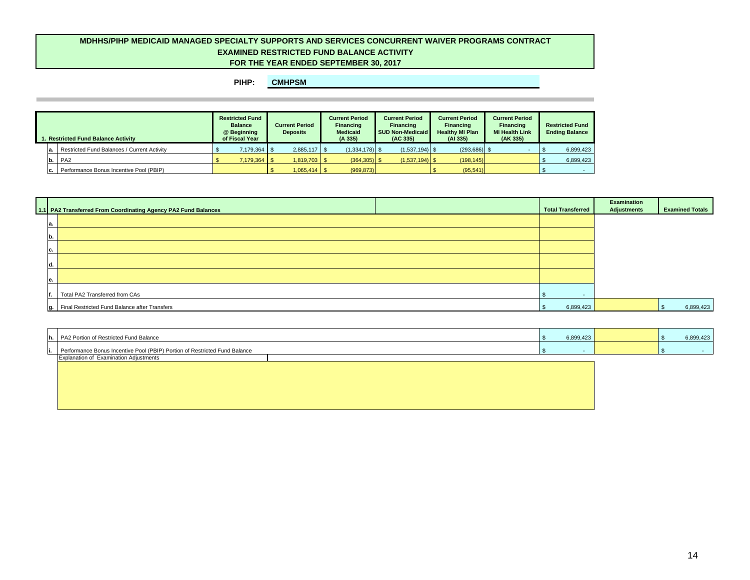# MDHHS/PIHP MEDICAID MANAGED SPECIALTY SUPPORTS AND SERVICES CONCURRENT WAIVER PROGRAMS CONTRACT
## EXAMINED RESTRICTED FUND BALANCE ACTIVITY
## FOR THE YEAR ENDED SEPTEMBER 30, 2017

**PIHP:** CMHPSM

| 1. Restricted Fund Balance Activity | Restricted Fund Balance @ Beginning of Fiscal Year | Current Period Deposits | Current Period Financing Medicaid (A 335) | Current Period Financing SUD Non-Medicaid (AC 335) | Current Period Financing Healthy MI Plan (AI 335) | Current Period Financing MI Health Link (AK 335) | Restricted Fund Ending Balance |
|---|---|---|---|---|---|---|---|
| a. Restricted Fund Balances / Current Activity | $ 7,179,364 | $ 2,885,117 | $ (1,334,178) | $ (1,537,194) | $ (293,686) | $ - | $ 6,899,423 |
| b. PA2 | $ 7,179,364 | $ 1,819,703 | $ (364,305) | $ (1,537,194) | $ (198,145) | | $ 6,899,423 |
| c. Performance Bonus Incentive Pool (PBIP) | | $ 1,065,414 | $ (969,873) | | $ (95,541) | | $ - |

| 1.1 PA2 Transferred From Coordinating Agency PA2 Fund Balances | | Total Transferred | Examination Adjustments | Examined Totals |
|---|---|---|---|---|
| a. | | | | |
| b. | | | | |
| c. | | | | |
| d. | | | | |
| e. | | | | |
| f. Total PA2 Transferred from CAs | | $ - | | |
| g. Final Restricted Fund Balance after Transfers | | $ 6,899,423 | | $ 6,899,423 |

| | Total Transferred | Examination Adjustments | Examined Totals |
|---|---|---|---|
| h. PA2 Portion of Restricted Fund Balance | $ 6,899,423 | | $ 6,899,423 |
| i. Performance Bonus Incentive Pool (PBIP) Portion of Restricted Fund Balance | $ - | | $ - |

Explanation of Examination Adjustments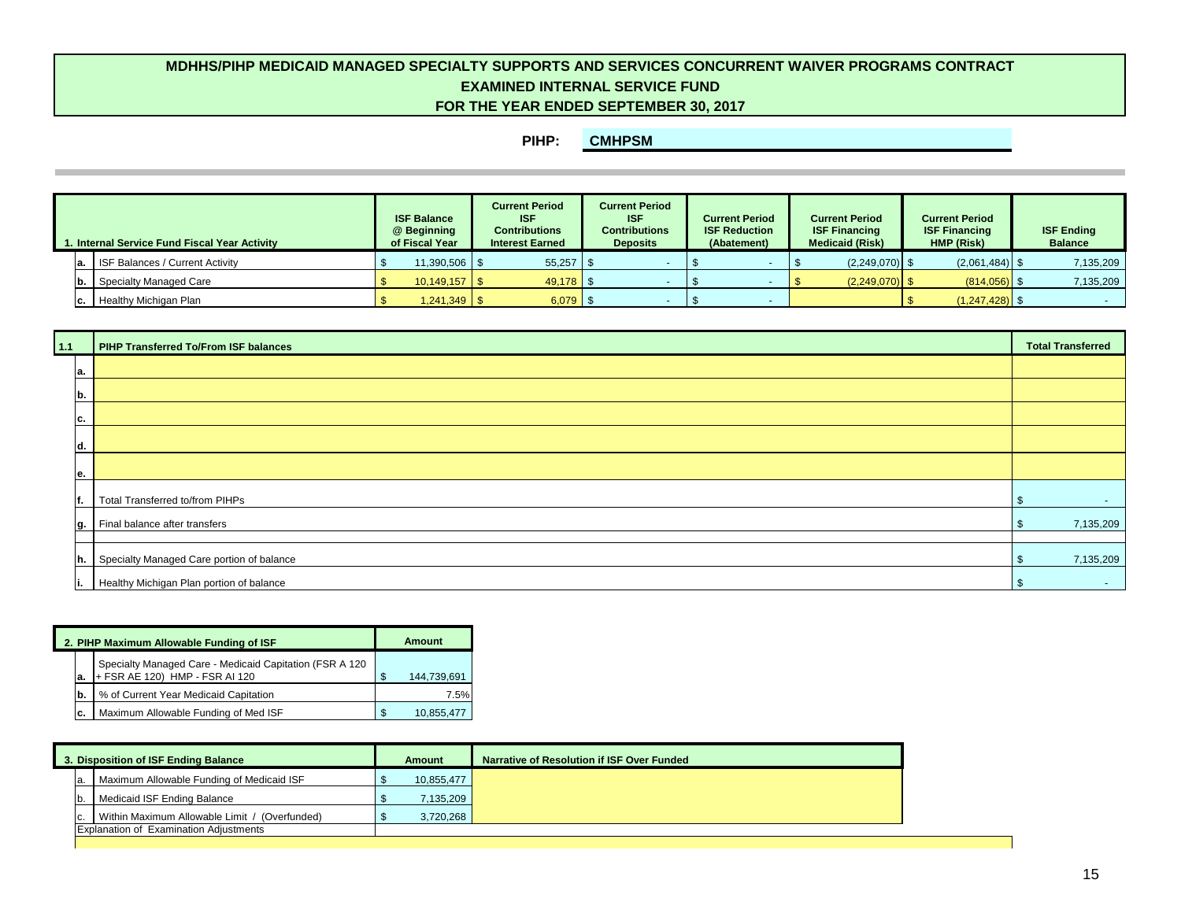# MDHHS/PIHP MEDICAID MANAGED SPECIALTY SUPPORTS AND SERVICES CONCURRENT WAIVER PROGRAMS CONTRACT
## EXAMINED INTERNAL SERVICE FUND
## FOR THE YEAR ENDED SEPTEMBER 30, 2017

**PIHP:** CMHPSM

| | 1. Internal Service Fund Fiscal Year Activity | ISF Balance @ Beginning of Fiscal Year | Current Period ISF Contributions Interest Earned | Current Period ISF Contributions Deposits | Current Period ISF Reduction (Abatement) | Current Period ISF Financing Medicaid (Risk) | Current Period ISF Financing HMP (Risk) | ISF Ending Balance |
|---|---|---|---|---|---|---|---|---|
| a. | ISF Balances / Current Activity | $ 11,390,506 | $ 55,257 | $ - | $ - | $ (2,249,070) | $ (2,061,484) | $ 7,135,209 |
| b. | Specialty Managed Care | $ 10,149,157 | $ 49,178 | $ - | $ - | $ (2,249,070) | $ (814,056) | $ 7,135,209 |
| c. | Healthy Michigan Plan | $ 1,241,349 | $ 6,079 | $ - | $ - | | $ (1,247,428) | $ - |

| 1.1 | PIHP Transferred To/From ISF balances | Total Transferred |
|---|---|---|
| a. | | |
| b. | | |
| c. | | |
| d. | | |
| e. | | |
| f. | Total Transferred to/from PIHPs | $ - |
| g. | Final balance after transfers | $ 7,135,209 |
| h. | Specialty Managed Care portion of balance | $ 7,135,209 |
| i. | Healthy Michigan Plan portion of balance | $ - |

| | 2. PIHP Maximum Allowable Funding of ISF | Amount |
|---|---|---|
| a. | Specialty Managed Care - Medicaid Capitation (FSR A 120 + FSR AE 120) HMP - FSR AI 120 | $ 144,739,691 |
| b. | % of Current Year Medicaid Capitation | 7.5% |
| c. | Maximum Allowable Funding of Med ISF | $ 10,855,477 |

| | 3. Disposition of ISF Ending Balance | Amount | Narrative of Resolution if ISF Over Funded |
|---|---|---|---|
| a. | Maximum Allowable Funding of Medicaid ISF | $ 10,855,477 | |
| b. | Medicaid ISF Ending Balance | $ 7,135,209 | |
| c. | Within Maximum Allowable Limit / (Overfunded) | $ 3,720,268 | |

Explanation of Examination Adjustments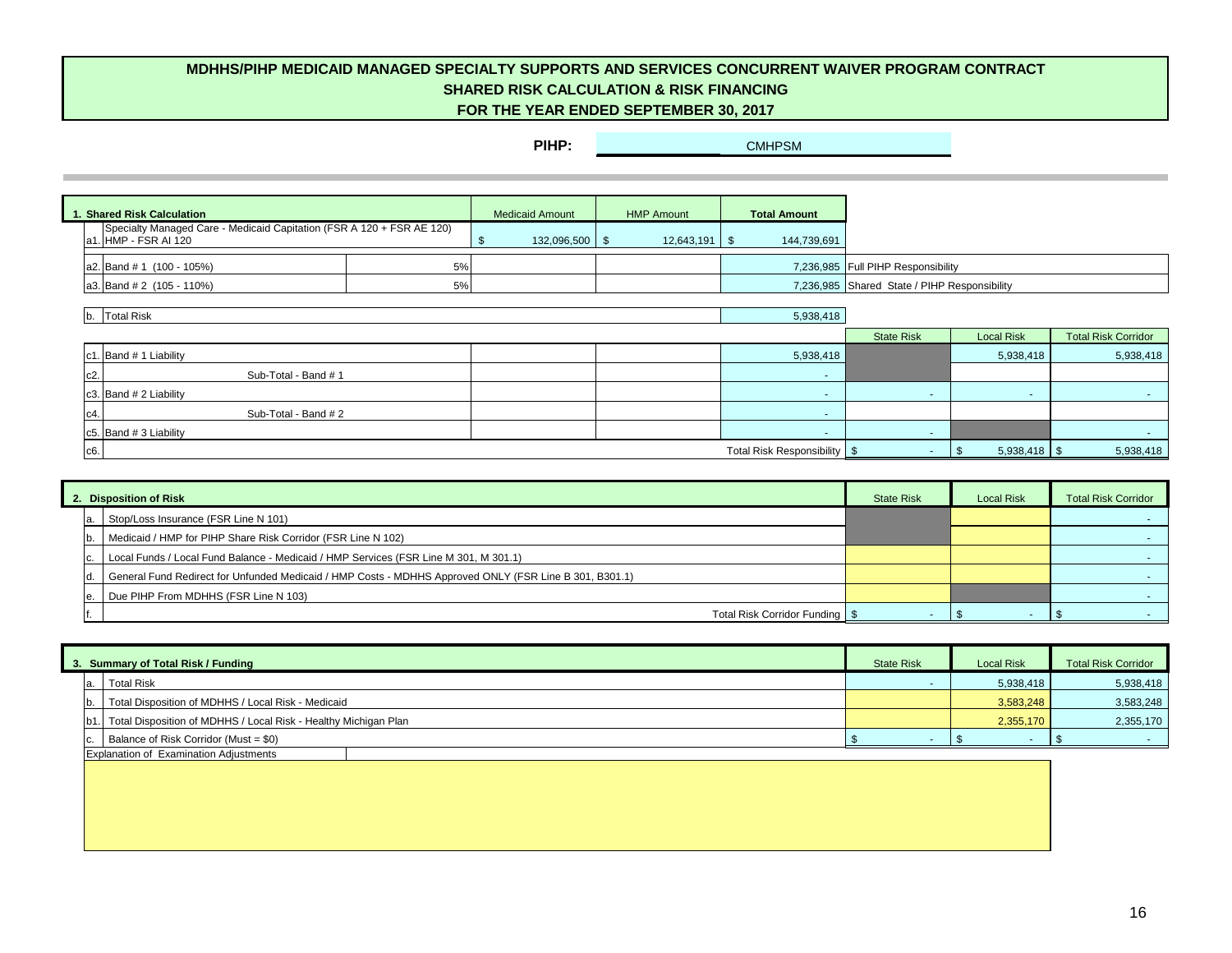# MDHHS/PIHP MEDICAID MANAGED SPECIALTY SUPPORTS AND SERVICES CONCURRENT WAIVER PROGRAM CONTRACT
## SHARED RISK CALCULATION & RISK FINANCING
## FOR THE YEAR ENDED SEPTEMBER 30, 2017

**PIHP:** CMHPSM

| | 1. Shared Risk Calculation | | Medicaid Amount | HMP Amount | Total Amount | | | |
|---|---|---|---|---|---|---|---|---|
| a1. | Specialty Managed Care - Medicaid Capitation (FSR A 120 + FSR AE 120) HMP - FSR AI 120 | | $ 132,096,500 | $ 12,643,191 | $ 144,739,691 | | | |
| a2. | Band # 1 (100 - 105%) | 5% | | | 7,236,985 | Full PIHP Responsibility | | |
| a3. | Band # 2 (105 - 110%) | 5% | | | 7,236,985 | Shared State / PIHP Responsibility | | |
| b. | Total Risk | | | | 5,938,418 | | | |
| | | | | | | State Risk | Local Risk | Total Risk Corridor |
| c1. | Band # 1 Liability | | | | 5,938,418 | | 5,938,418 | 5,938,418 |
| c2. | Sub-Total - Band # 1 | | | | - | | | |
| c3. | Band # 2 Liability | | | | - | - | - | - |
| c4. | Sub-Total - Band # 2 | | | | - | | | |
| c5. | Band # 3 Liability | | | | - | - | | - |
| c6. | | | | | Total Risk Responsibility | $ - | $ 5,938,418 | $ 5,938,418 |

| | 2. Disposition of Risk | State Risk | Local Risk | Total Risk Corridor |
|---|---|---|---|---|
| a. | Stop/Loss Insurance (FSR Line N 101) | | | - |
| b. | Medicaid / HMP for PIHP Share Risk Corridor (FSR Line N 102) | | | - |
| c. | Local Funds / Local Fund Balance - Medicaid / HMP Services (FSR Line M 301, M 301.1) | | | - |
| d. | General Fund Redirect for Unfunded Medicaid / HMP Costs - MDHHS Approved ONLY (FSR Line B 301, B301.1) | | | - |
| e. | Due PIHP From MDHHS (FSR Line N 103) | | | - |
| f. | Total Risk Corridor Funding | $ - | $ - | $ - |

| | 3. Summary of Total Risk / Funding | State Risk | Local Risk | Total Risk Corridor |
|---|---|---|---|---|
| a. | Total Risk | - | 5,938,418 | 5,938,418 |
| b. | Total Disposition of MDHHS / Local Risk - Medicaid | | 3,583,248 | 3,583,248 |
| b1. | Total Disposition of MDHHS / Local Risk - Healthy Michigan Plan | | 2,355,170 | 2,355,170 |
| c. | Balance of Risk Corridor (Must = $0) | $ - | $ - | $ - |

Explanation of Examination Adjustments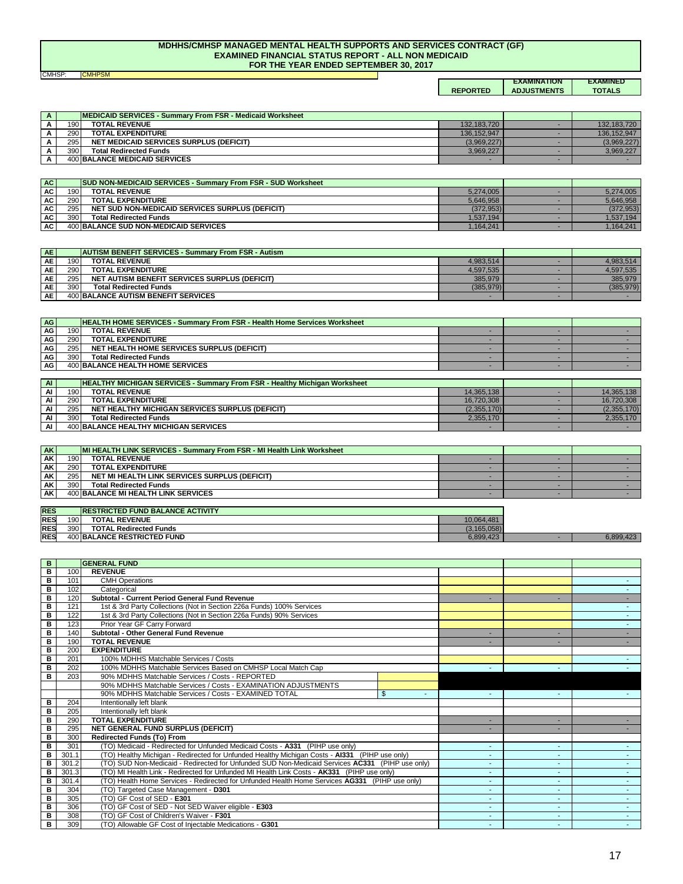# MDHHS/CMHSP MANAGED MENTAL HEALTH SUPPORTS AND SERVICES CONTRACT (GF)
## EXAMINED FINANCIAL STATUS REPORT - ALL NON MEDICAID
### FOR THE YEAR ENDED SEPTEMBER 30, 2017

CMHSP: CMHPSM

| | | | REPORTED | EXAMINATION ADJUSTMENTS | EXAMINED TOTALS |
|---|---|---|---|---|---|
| A | | MEDICAID SERVICES - Summary From FSR - Medicaid Worksheet | | | |
| A | 190 | TOTAL REVENUE | 132,183,720 | - | 132,183,720 |
| A | 290 | TOTAL EXPENDITURE | 136,152,947 | - | 136,152,947 |
| A | 295 | NET MEDICAID SERVICES SURPLUS (DEFICIT) | (3,969,227) | - | (3,969,227) |
| A | 390 | Total Redirected Funds | 3,969,227 | - | 3,969,227 |
| A | 400 | BALANCE MEDICAID SERVICES | - | - | - |

| | | | REPORTED | EXAMINATION ADJUSTMENTS | EXAMINED TOTALS |
|---|---|---|---|---|---|
| AC | | SUD NON-MEDICAID SERVICES - Summary From FSR - SUD Worksheet | | | |
| AC | 190 | TOTAL REVENUE | 5,274,005 | - | 5,274,005 |
| AC | 290 | TOTAL EXPENDITURE | 5,646,958 | - | 5,646,958 |
| AC | 295 | NET SUD NON-MEDICAID SERVICES SURPLUS (DEFICIT) | (372,953) | - | (372,953) |
| AC | 390 | Total Redirected Funds | 1,537,194 | - | 1,537,194 |
| AC | 400 | BALANCE SUD NON-MEDICAID SERVICES | 1,164,241 | - | 1,164,241 |

| | | | REPORTED | EXAMINATION ADJUSTMENTS | EXAMINED TOTALS |
|---|---|---|---|---|---|
| AE | | AUTISM BENEFIT SERVICES - Summary From FSR - Autism | | | |
| AE | 190 | TOTAL REVENUE | 4,983,514 | - | 4,983,514 |
| AE | 290 | TOTAL EXPENDITURE | 4,597,535 | - | 4,597,535 |
| AE | 295 | NET AUTISM BENEFIT SERVICES SURPLUS (DEFICIT) | 385,979 | - | 385,979 |
| AE | 390 | Total Redirected Funds | (385,979) | - | (385,979) |
| AE | 400 | BALANCE AUTISM BENEFIT SERVICES | - | - | - |

| | | | REPORTED | EXAMINATION ADJUSTMENTS | EXAMINED TOTALS |
|---|---|---|---|---|---|
| AG | | HEALTH HOME SERVICES - Summary From FSR - Health Home Services Worksheet | | | |
| AG | 190 | TOTAL REVENUE | - | - | - |
| AG | 290 | TOTAL EXPENDITURE | - | - | - |
| AG | 295 | NET HEALTH HOME SERVICES SURPLUS (DEFICIT) | - | - | - |
| AG | 390 | Total Redirected Funds | - | - | - |
| AG | 400 | BALANCE HEALTH HOME SERVICES | - | - | - |

| | | | REPORTED | EXAMINATION ADJUSTMENTS | EXAMINED TOTALS |
|---|---|---|---|---|---|
| AI | | HEALTHY MICHIGAN SERVICES - Summary From FSR - Healthy Michigan Worksheet | | | |
| AI | 190 | TOTAL REVENUE | 14,365,138 | - | 14,365,138 |
| AI | 290 | TOTAL EXPENDITURE | 16,720,308 | - | 16,720,308 |
| AI | 295 | NET HEALTHY MICHIGAN SERVICES SURPLUS (DEFICIT) | (2,355,170) | - | (2,355,170) |
| AI | 390 | Total Redirected Funds | 2,355,170 | - | 2,355,170 |
| AI | 400 | BALANCE HEALTHY MICHIGAN SERVICES | - | - | - |

| | | | REPORTED | EXAMINATION ADJUSTMENTS | EXAMINED TOTALS |
|---|---|---|---|---|---|
| AK | | MI HEALTH LINK SERVICES - Summary From FSR - MI Health Link Worksheet | | | |
| AK | 190 | TOTAL REVENUE | - | - | - |
| AK | 290 | TOTAL EXPENDITURE | - | - | - |
| AK | 295 | NET MI HEALTH LINK SERVICES SURPLUS (DEFICIT) | - | - | - |
| AK | 390 | Total Redirected Funds | - | - | - |
| AK | 400 | BALANCE MI HEALTH LINK SERVICES | - | - | - |

| | | | REPORTED | EXAMINATION ADJUSTMENTS | EXAMINED TOTALS |
|---|---|---|---|---|---|
| RES | | RESTRICTED FUND BALANCE ACTIVITY | | | |
| RES | 190 | TOTAL REVENUE | 10,064,481 | | |
| RES | 390 | TOTAL Redirected Funds | (3,165,058) | | |
| RES | 400 | BALANCE RESTRICTED FUND | 6,899,423 | - | 6,899,423 |

| | | | | REPORTED | EXAMINATION ADJUSTMENTS | EXAMINED TOTALS |
|---|---|---|---|---|---|---|
| B | | GENERAL FUND | | | | |
| B | 100 | REVENUE | | | | |
| B | 101 | CMH Operations | | | | - |
| B | 102 | Categorical | | | | - |
| B | 120 | Subtotal - Current Period General Fund Revenue | | - | - | - |
| B | 121 | 1st & 3rd Party Collections (Not in Section 226a Funds) 100% Services | | | | - |
| B | 122 | 1st & 3rd Party Collections (Not in Section 226a Funds) 90% Services | | | | - |
| B | 123 | Prior Year GF Carry Forward | | | | - |
| B | 140 | Subtotal - Other General Fund Revenue | | - | - | - |
| B | 190 | TOTAL REVENUE | | - | - | - |
| B | 200 | EXPENDITURE | | | | |
| B | 201 | 100% MDHHS Matchable Services / Costs | | | | - |
| B | 202 | 100% MDHHS Matchable Services Based on CMHSP Local Match Cap | | - | - | - |
| B | 203 | 90% MDHHS Matchable Services / Costs - REPORTED | | | | |
| | | 90% MDHHS Matchable Services / Costs - EXAMINATION ADJUSTMENTS | | | | |
| | | 90% MDHHS Matchable Services / Costs - EXAMINED TOTAL | $ - | - | - | - |
| B | 204 | Intentionally left blank | | | | |
| B | 205 | Intentionally left blank | | | | |
| B | 290 | TOTAL EXPENDITURE | | - | - | - |
| B | 295 | NET GENERAL FUND SURPLUS (DEFICIT) | | - | - | - |
| B | 300 | Redirected Funds (To) From | | | | |
| B | 301 | (TO) Medicaid - Redirected for Unfunded Medicaid Costs - A331 (PIHP use only) | | - | - | - |
| B | 301.1 | (TO) Healthy Michigan - Redirected for Unfunded Healthy Michigan Costs - AI331 (PIHP use only) | | - | - | - |
| B | 301.2 | (TO) SUD Non-Medicaid - Redirected for Unfunded SUD Non-Medicaid Services AC331 (PIHP use only) | | - | - | - |
| B | 301.3 | (TO) MI Health Link - Redirected for Unfunded MI Health Link Costs - AK331 (PIHP use only) | | - | - | - |
| B | 301.4 | (TO) Health Home Services - Redirected for Unfunded Health Home Services AG331 (PIHP use only) | | - | - | - |
| B | 304 | (TO) Targeted Case Management - D301 | | - | - | - |
| B | 305 | (TO) GF Cost of SED - E301 | | - | - | - |
| B | 306 | (TO) GF Cost of SED - Not SED Waiver eligible - E303 | | - | - | - |
| B | 308 | (TO) GF Cost of Children's Waiver - F301 | | - | - | - |
| B | 309 | (TO) Allowable GF Cost of Injectable Medications - G301 | | - | - | - |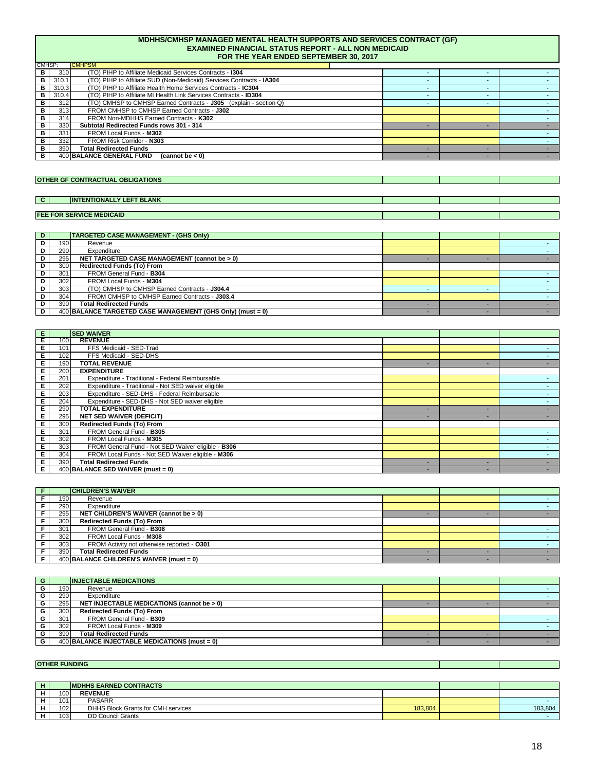# MDHHS/CMHSP MANAGED MENTAL HEALTH SUPPORTS AND SERVICES CONTRACT (GF)
## EXAMINED FINANCIAL STATUS REPORT - ALL NON MEDICAID
## FOR THE YEAR ENDED SEPTEMBER 30, 2017

CMHSP: CMHPSM

| | | | | | |
|---|---|---|---|---|---|
| B | 310 | (TO) PIHP to Affiliate Medicaid Services Contracts - **I304** | - | - | - |
| B | 310.1 | (TO) PIHP to Affiliate SUD (Non-Medicaid) Services Contracts - **IA304** | - | - | - |
| B | 310.3 | (TO) PIHP to Affiliate Health Home Services Contracts - **IC304** | - | - | - |
| B | 310.4 | (TO) PIHP to Affiliate MI Health Link Services Contracts - **ID304** | - | - | - |
| B | 312 | (TO) CMHSP to CMHSP Earned Contracts - **J305** (explain - section Q) | - | - | - |
| B | 313 | FROM CMHSP to CMHSP Earned Contracts - **J302** | | | - |
| B | 314 | FROM Non-MDHHS Earned Contracts - **K302** | | | - |
| B | 330 | **Subtotal Redirected Funds rows 301 - 314** | - | - | - |
| B | 331 | FROM Local Funds - **M302** | | | - |
| B | 332 | FROM Risk Corridor - **N303** | | | - |
| B | 390 | **Total Redirected Funds** | - | - | - |
| B | 400 | **BALANCE GENERAL FUND (cannot be < 0)** | - | - | - |

**OTHER GF CONTRACTUAL OBLIGATIONS**

| | | | | | |
|---|---|---|---|---|---|
| C | | **INTENTIONALLY LEFT BLANK** | | | |

**FEE FOR SERVICE MEDICAID**

| | | | | | |
|---|---|---|---|---|---|
| D | | **TARGETED CASE MANAGEMENT - (GHS Only)** | | | |
| D | 190 | Revenue | | | - |
| D | 290 | Expenditure | | | - |
| D | 295 | **NET TARGETED CASE MANAGEMENT (cannot be > 0)** | - | - | - |
| D | 300 | **Redirected Funds (To) From** | | | |
| D | 301 | FROM General Fund - **B304** | | | - |
| D | 302 | FROM Local Funds - **M304** | | | - |
| D | 303 | (TO) CMHSP to CMHSP Earned Contracts - **J304.4** | - | - | - |
| D | 304 | FROM CMHSP to CMHSP Earned Contracts - **J303.4** | | | - |
| D | 390 | **Total Redirected Funds** | - | - | - |
| D | 400 | **BALANCE TARGETED CASE MANAGEMENT (GHS Only) (must = 0)** | - | - | - |

| | | | | | |
|---|---|---|---|---|---|
| E | | **SED WAIVER** | | | |
| E | 100 | **REVENUE** | | | |
| E | 101 | FFS Medicaid - SED-Trad | | | - |
| E | 102 | FFS Medicaid - SED-DHS | | | - |
| E | 190 | **TOTAL REVENUE** | - | - | - |
| E | 200 | **EXPENDITURE** | | | |
| E | 201 | Expenditure - Traditional - Federal Reimbursable | | | - |
| E | 202 | Expenditure - Traditional - Not SED waiver eligible | | | - |
| E | 203 | Expenditure - SED-DHS - Federal Reimbursable | | | - |
| E | 204 | Expenditure - SED-DHS - Not SED waiver eligible | | | - |
| E | 290 | **TOTAL EXPENDITURE** | - | - | - |
| E | 295 | **NET SED WAIVER (DEFICIT)** | - | - | - |
| E | 300 | **Redirected Funds (To) From** | | | |
| E | 301 | FROM General Fund - **B305** | | | - |
| E | 302 | FROM Local Funds - **M305** | | | - |
| E | 303 | FROM General Fund - Not SED Waiver eligible - **B306** | | | - |
| E | 304 | FROM Local Funds - Not SED Waiver eligible - **M306** | | | - |
| E | 390 | **Total Redirected Funds** | - | - | - |
| E | 400 | **BALANCE SED WAIVER (must = 0)** | - | - | - |

| | | | | | |
|---|---|---|---|---|---|
| F | | **CHILDREN'S WAIVER** | | | |
| F | 190 | Revenue | | | - |
| F | 290 | Expenditure | | | - |
| F | 295 | **NET CHILDREN'S WAIVER (cannot be > 0)** | - | - | - |
| F | 300 | **Redirected Funds (To) From** | | | |
| F | 301 | FROM General Fund - **B308** | | | - |
| F | 302 | FROM Local Funds - **M308** | | | - |
| F | 303 | FROM Activity not otherwise reported - **O301** | | | - |
| F | 390 | **Total Redirected Funds** | - | - | - |
| F | 400 | **BALANCE CHILDREN'S WAIVER (must = 0)** | - | - | - |

| | | | | | |
|---|---|---|---|---|---|
| G | | **INJECTABLE MEDICATIONS** | | | |
| G | 190 | Revenue | | | - |
| G | 290 | Expenditure | | | - |
| G | 295 | **NET INJECTABLE MEDICATIONS (cannot be > 0)** | - | - | - |
| G | 300 | **Redirected Funds (To) From** | | | |
| G | 301 | FROM General Fund - **B309** | | | - |
| G | 302 | FROM Local Funds - **M309** | | | - |
| G | 390 | **Total Redirected Funds** | - | - | - |
| G | 400 | **BALANCE INJECTABLE MEDICATIONS (must = 0)** | - | - | - |

**OTHER FUNDING**

| | | | | | |
|---|---|---|---|---|---|
| H | | **MDHHS EARNED CONTRACTS** | | | |
| H | 100 | **REVENUE** | | | |
| H | 101 | PASARR | | | - |
| H | 102 | DHHS Block Grants for CMH services | 183,804 | | 183,804 |
| H | 103 | DD Council Grants | | | - |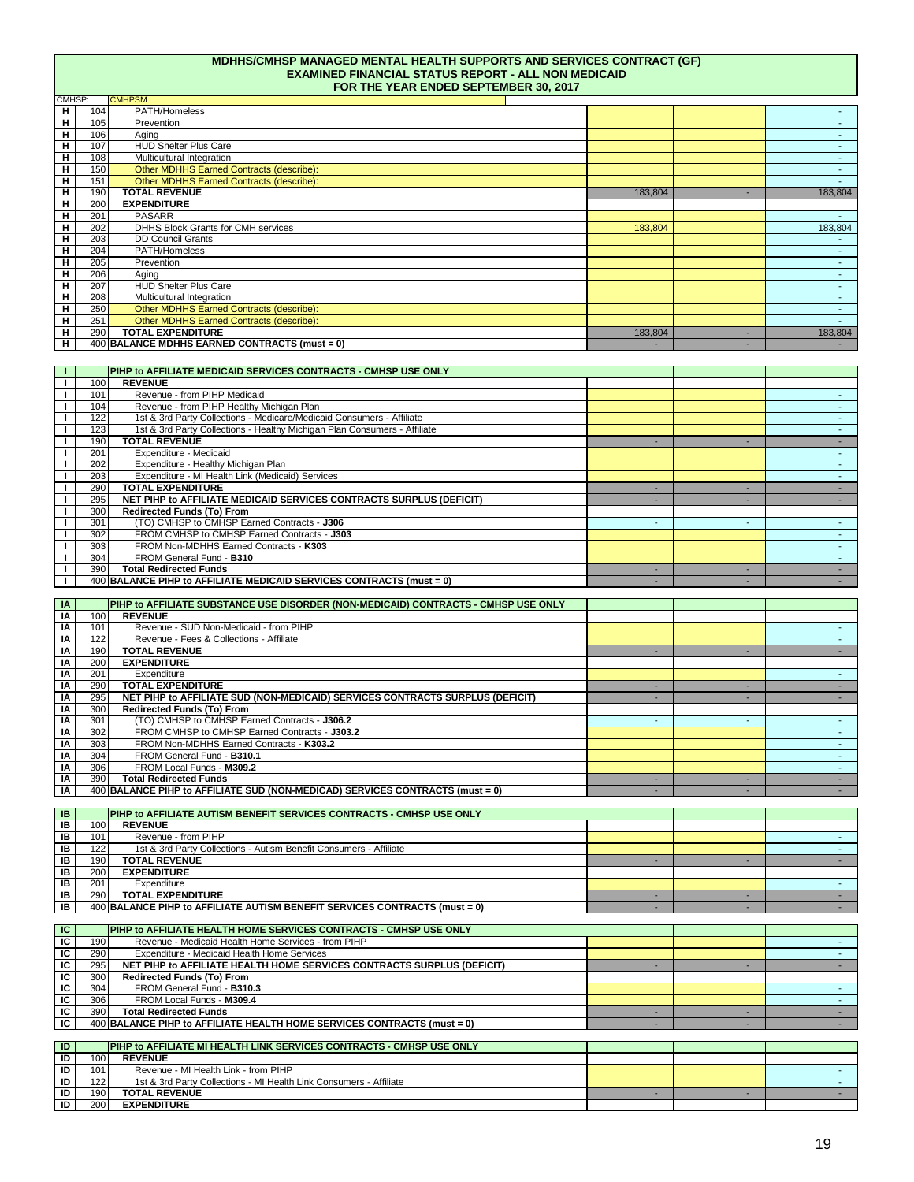# MDHHS/CMHSP MANAGED MENTAL HEALTH SUPPORTS AND SERVICES CONTRACT (GF)
## EXAMINED FINANCIAL STATUS REPORT - ALL NON MEDICAID
## FOR THE YEAR ENDED SEPTEMBER 30, 2017

CMHSP: CMHPSM

| | | | | | |
|---|---|---|---|---|---|
| H | 104 | PATH/Homeless | | | - |
| H | 105 | Prevention | | | - |
| H | 106 | Aging | | | - |
| H | 107 | HUD Shelter Plus Care | | | - |
| H | 108 | Multicultural Integration | | | - |
| H | 150 | Other MDHHS Earned Contracts (describe): | | | - |
| H | 151 | Other MDHHS Earned Contracts (describe): | | | - |
| H | 190 | **TOTAL REVENUE** | 183,804 | - | 183,804 |
| H | 200 | **EXPENDITURE** | | | |
| H | 201 | PASARR | | | - |
| H | 202 | DHHS Block Grants for CMH services | 183,804 | | 183,804 |
| H | 203 | DD Council Grants | | | - |
| H | 204 | PATH/Homeless | | | - |
| H | 205 | Prevention | | | - |
| H | 206 | Aging | | | - |
| H | 207 | HUD Shelter Plus Care | | | - |
| H | 208 | Multicultural Integration | | | - |
| H | 250 | Other MDHHS Earned Contracts (describe): | | | - |
| H | 251 | Other MDHHS Earned Contracts (describe): | | | - |
| H | 290 | **TOTAL EXPENDITURE** | 183,804 | - | 183,804 |
| H | 400 | **BALANCE MDHHS EARNED CONTRACTS (must = 0)** | - | - | - |

| | | | | | |
|---|---|---|---|---|---|
| I | | **PIHP to AFFILIATE MEDICAID SERVICES CONTRACTS - CMHSP USE ONLY** | | | |
| I | 100 | **REVENUE** | | | |
| I | 101 | Revenue - from PIHP Medicaid | | | - |
| I | 104 | Revenue - from PIHP Healthy Michigan Plan | | | - |
| I | 122 | 1st & 3rd Party Collections - Medicare/Medicaid Consumers - Affiliate | | | - |
| I | 123 | 1st & 3rd Party Collections - Healthy Michigan Plan Consumers - Affiliate | | | - |
| I | 190 | **TOTAL REVENUE** | - | - | - |
| I | 201 | Expenditure - Medicaid | | | - |
| I | 202 | Expenditure - Healthy Michigan Plan | | | - |
| I | 203 | Expenditure - MI Health Link (Medicaid) Services | | | - |
| I | 290 | **TOTAL EXPENDITURE** | - | - | - |
| I | 295 | **NET PIHP to AFFILIATE MEDICAID SERVICES CONTRACTS SURPLUS (DEFICIT)** | - | - | - |
| I | 300 | **Redirected Funds (To) From** | | | |
| I | 301 | (TO) CMHSP to CMHSP Earned Contracts - **J306** | - | - | - |
| I | 302 | FROM CMHSP to CMHSP Earned Contracts - **J303** | | | - |
| I | 303 | FROM Non-MDHHS Earned Contracts - **K303** | | | - |
| I | 304 | FROM General Fund - **B310** | | | - |
| I | 390 | **Total Redirected Funds** | - | - | - |
| I | 400 | **BALANCE PIHP to AFFILIATE MEDICAID SERVICES CONTRACTS (must = 0)** | - | - | - |

| | | | | | |
|---|---|---|---|---|---|
| IA | | **PIHP to AFFILIATE SUBSTANCE USE DISORDER (NON-MEDICAID) CONTRACTS - CMHSP USE ONLY** | | | |
| IA | 100 | **REVENUE** | | | |
| IA | 101 | Revenue - SUD Non-Medicaid - from PIHP | | | - |
| IA | 122 | Revenue - Fees & Collections - Affiliate | | | - |
| IA | 190 | **TOTAL REVENUE** | - | - | - |
| IA | 200 | **EXPENDITURE** | | | |
| IA | 201 | Expenditure | | | - |
| IA | 290 | **TOTAL EXPENDITURE** | - | - | - |
| IA | 295 | **NET PIHP to AFFILIATE SUD (NON-MEDICAID) SERVICES CONTRACTS SURPLUS (DEFICIT)** | - | - | - |
| IA | 300 | **Redirected Funds (To) From** | | | |
| IA | 301 | (TO) CMHSP to CMHSP Earned Contracts - **J306.2** | - | - | - |
| IA | 302 | FROM CMHSP to CMHSP Earned Contracts - **J303.2** | | | - |
| IA | 303 | FROM Non-MDHHS Earned Contracts - **K303.2** | | | - |
| IA | 304 | FROM General Fund - **B310.1** | | | - |
| IA | 306 | FROM Local Funds - **M309.2** | | | - |
| IA | 390 | **Total Redirected Funds** | - | - | - |
| IA | 400 | **BALANCE PIHP to AFFILIATE SUD (NON-MEDICAD) SERVICES CONTRACTS (must = 0)** | - | - | - |

| | | | | | |
|---|---|---|---|---|---|
| IB | | **PIHP to AFFILIATE AUTISM BENEFIT SERVICES CONTRACTS - CMHSP USE ONLY** | | | |
| IB | 100 | **REVENUE** | | | |
| IB | 101 | Revenue - from PIHP | | | - |
| IB | 122 | 1st & 3rd Party Collections - Autism Benefit Consumers - Affiliate | | | - |
| IB | 190 | **TOTAL REVENUE** | - | - | - |
| IB | 200 | **EXPENDITURE** | | | |
| IB | 201 | Expenditure | | | - |
| IB | 290 | **TOTAL EXPENDITURE** | - | - | - |
| IB | 400 | **BALANCE PIHP to AFFILIATE AUTISM BENEFIT SERVICES CONTRACTS (must = 0)** | - | - | - |

| | | | | | |
|---|---|---|---|---|---|
| IC | | **PIHP to AFFILIATE HEALTH HOME SERVICES CONTRACTS - CMHSP USE ONLY** | | | |
| IC | 190 | Revenue - Medicaid Health Home Services - from PIHP | | | - |
| IC | 290 | Expenditure - Medicaid Health Home Services | | | - |
| IC | 295 | **NET PIHP to AFFILIATE HEALTH HOME SERVICES CONTRACTS SURPLUS (DEFICIT)** | - | - | - |
| IC | 300 | **Redirected Funds (To) From** | | | |
| IC | 304 | FROM General Fund - **B310.3** | | | - |
| IC | 306 | FROM Local Funds - **M309.4** | | | - |
| IC | 390 | **Total Redirected Funds** | - | - | - |
| IC | 400 | **BALANCE PIHP to AFFILIATE HEALTH HOME SERVICES CONTRACTS (must = 0)** | - | - | - |

| | | | | | |
|---|---|---|---|---|---|
| ID | | **PIHP to AFFILIATE MI HEALTH LINK SERVICES CONTRACTS - CMHSP USE ONLY** | | | |
| ID | 100 | **REVENUE** | | | |
| ID | 101 | Revenue - MI Health Link - from PIHP | | | - |
| ID | 122 | 1st & 3rd Party Collections - MI Health Link Consumers - Affiliate | | | - |
| ID | 190 | **TOTAL REVENUE** | - | - | - |
| ID | 200 | **EXPENDITURE** | | | |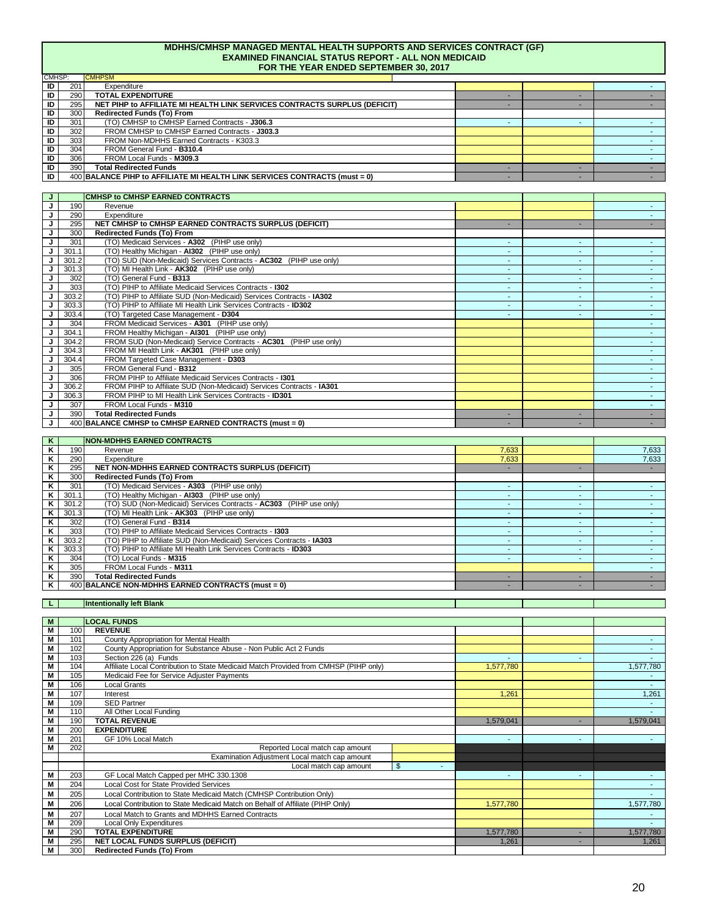# MDHHS/CMHSP MANAGED MENTAL HEALTH SUPPORTS AND SERVICES CONTRACT (GF)
## EXAMINED FINANCIAL STATUS REPORT - ALL NON MEDICAID
### FOR THE YEAR ENDED SEPTEMBER 30, 2017

CMHSP: CMHPSM

| | | | | | |
|---|---|---|---|---|---|
| ID | 201 | Expenditure | | | - |
| ID | 290 | **TOTAL EXPENDITURE** | - | - | - |
| ID | 295 | **NET PIHP to AFFILIATE MI HEALTH LINK SERVICES CONTRACTS SURPLUS (DEFICIT)** | - | - | - |
| ID | 300 | **Redirected Funds (To) From** | | | |
| ID | 301 | (TO) CMHSP to CMHSP Earned Contracts - **J306.3** | - | - | - |
| ID | 302 | FROM CMHSP to CMHSP Earned Contracts - **J303.3** | | | - |
| ID | 303 | FROM Non-MDHHS Earned Contracts - K303.3 | | | - |
| ID | 304 | FROM General Fund - **B310.4** | | | - |
| ID | 306 | FROM Local Funds - **M309.3** | | | - |
| ID | 390 | **Total Redirected Funds** | - | - | - |
| ID | 400 | **BALANCE PIHP to AFFILIATE MI HEALTH LINK SERVICES CONTRACTS (must = 0)** | - | - | - |

| | | | | | |
|---|---|---|---|---|---|
| J | | **CMHSP to CMHSP EARNED CONTRACTS** | | | |
| J | 190 | Revenue | | | - |
| J | 290 | Expenditure | | | - |
| J | 295 | **NET CMHSP to CMHSP EARNED CONTRACTS SURPLUS (DEFICIT)** | - | - | - |
| J | 300 | **Redirected Funds (To) From** | | | |
| J | 301 | (TO) Medicaid Services - **A302** (PIHP use only) | - | - | - |
| J | 301.1 | (TO) Healthy Michigan - **AI302** (PIHP use only) | - | - | - |
| J | 301.2 | (TO) SUD (Non-Medicaid) Services Contracts - **AC302** (PIHP use only) | - | - | - |
| J | 301.3 | (TO) MI Health Link - **AK302** (PIHP use only) | - | - | - |
| J | 302 | (TO) General Fund - **B313** | - | - | - |
| J | 303 | (TO) PIHP to Affiliate Medicaid Services Contracts - **I302** | - | - | - |
| J | 303.2 | (TO) PIHP to Affiliate SUD (Non-Medicaid) Services Contracts - **IA302** | - | - | - |
| J | 303.3 | (TO) PIHP to Affiliate MI Health Link Services Contracts - **ID302** | - | - | - |
| J | 303.4 | (TO) Targeted Case Management - **D304** | - | - | - |
| J | 304 | FROM Medicaid Services - **A301** (PIHP use only) | | | - |
| J | 304.1 | FROM Healthy Michigan - **AI301** (PIHP use only) | | | - |
| J | 304.2 | FROM SUD (Non-Medicaid) Service Contracts - **AC301** (PIHP use only) | | | - |
| J | 304.3 | FROM MI Health Link - **AK301** (PIHP use only) | | | - |
| J | 304.4 | FROM Targeted Case Management - **D303** | | | - |
| J | 305 | FROM General Fund - **B312** | | | - |
| J | 306 | FROM PIHP to Affiliate Medicaid Services Contracts - **I301** | | | - |
| J | 306.2 | FROM PIHP to Affiliate SUD (Non-Medicaid) Services Contracts - **IA301** | | | - |
| J | 306.3 | FROM PIHP to MI Health Link Services Contracts - **ID301** | | | - |
| J | 307 | FROM Local Funds - **M310** | | | - |
| J | 390 | **Total Redirected Funds** | - | - | - |
| J | 400 | **BALANCE CMHSP to CMHSP EARNED CONTRACTS (must = 0)** | - | - | - |

| | | | | | |
|---|---|---|---|---|---|
| K | | **NON-MDHHS EARNED CONTRACTS** | | | |
| K | 190 | Revenue | 7,633 | | 7,633 |
| K | 290 | Expenditure | 7,633 | | 7,633 |
| K | 295 | **NET NON-MDHHS EARNED CONTRACTS SURPLUS (DEFICIT)** | - | - | - |
| K | 300 | **Redirected Funds (To) From** | | | |
| K | 301 | (TO) Medicaid Services - **A303** (PIHP use only) | - | - | - |
| K | 301.1 | (TO) Healthy Michigan - **AI303** (PIHP use only) | - | - | - |
| K | 301.2 | (TO) SUD (Non-Medicaid) Services Contracts - **AC303** (PIHP use only) | - | - | - |
| K | 301.3 | (TO) MI Health Link - **AK303** (PIHP use only) | - | - | - |
| K | 302 | (TO) General Fund - **B314** | - | - | - |
| K | 303 | (TO) PIHP to Affiliate Medicaid Services Contracts - **I303** | - | - | - |
| K | 303.2 | (TO) PIHP to Affiliate SUD (Non-Medicaid) Services Contracts - **IA303** | - | - | - |
| K | 303.3 | (TO) PIHP to Affiliate MI Health Link Services Contracts - **ID303** | - | - | - |
| K | 304 | (TO) Local Funds - **M315** | - | - | - |
| K | 305 | FROM Local Funds - **M311** | | | - |
| K | 390 | **Total Redirected Funds** | - | - | - |
| K | 400 | **BALANCE NON-MDHHS EARNED CONTRACTS (must = 0)** | - | - | - |

| | | | | | |
|---|---|---|---|---|---|
| L | | **Intentionally left Blank** | | | |

| | | | | | | |
|---|---|---|---|---|---|---|
| M | | **LOCAL FUNDS** | | | | |
| M | 100 | **REVENUE** | | | | |
| M | 101 | County Appropriation for Mental Health | | | | - |
| M | 102 | County Appropriation for Substance Abuse - Non Public Act 2 Funds | | | | - |
| M | 103 | Section 226 (a) Funds | | - | - | - |
| M | 104 | Affiliate Local Contribution to State Medicaid Match Provided from CMHSP (PIHP only) | | 1,577,780 | | 1,577,780 |
| M | 105 | Medicaid Fee for Service Adjuster Payments | | | | - |
| M | 106 | Local Grants | | | | - |
| M | 107 | Interest | | 1,261 | | 1,261 |
| M | 109 | SED Partner | | | | - |
| M | 110 | All Other Local Funding | | | | - |
| M | 190 | **TOTAL REVENUE** | | 1,579,041 | - | 1,579,041 |
| M | 200 | **EXPENDITURE** | | | | |
| M | 201 | GF 10% Local Match | | - | - | - |
| M | 202 | Reported Local match cap amount | | | | |
| | | Examination Adjustment Local match cap amount | | | | |
| | | Local match cap amount | $ - | | | |
| M | 203 | GF Local Match Capped per MHC 330.1308 | | - | - | - |
| M | 204 | Local Cost for State Provided Services | | | | - |
| M | 205 | Local Contribution to State Medicaid Match (CMHSP Contribution Only) | | | | - |
| M | 206 | Local Contribution to State Medicaid Match on Behalf of Affiliate (PIHP Only) | | 1,577,780 | | 1,577,780 |
| M | 207 | Local Match to Grants and MDHHS Earned Contracts | | | | - |
| M | 209 | Local Only Expenditures | | | | - |
| M | 290 | **TOTAL EXPENDITURE** | | 1,577,780 | - | 1,577,780 |
| M | 295 | **NET LOCAL FUNDS SURPLUS (DEFICIT)** | | 1,261 | - | 1,261 |
| M | 300 | **Redirected Funds (To) From** | | | | |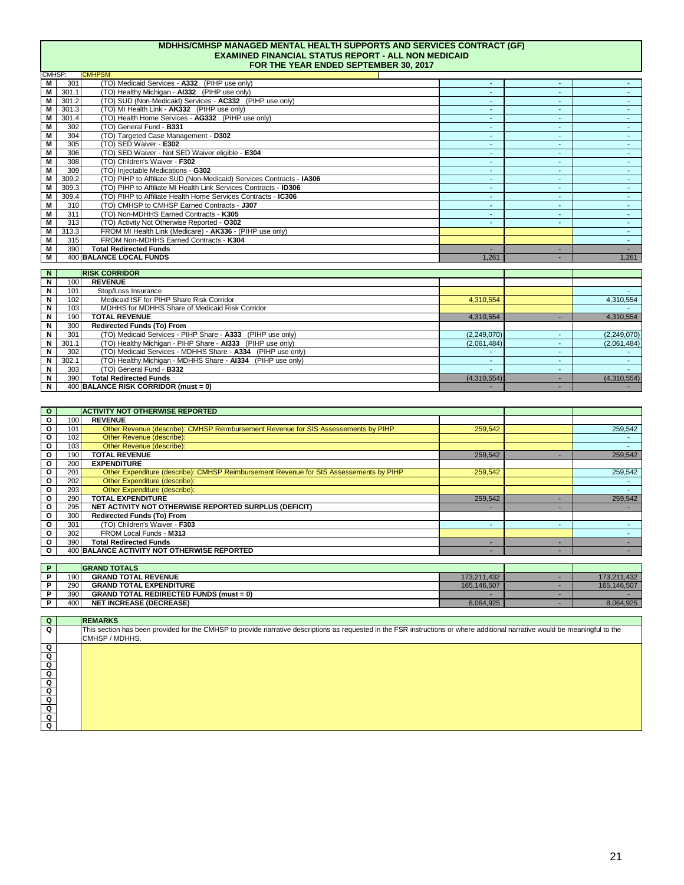**MDHHS/CMHSP MANAGED MENTAL HEALTH SUPPORTS AND SERVICES CONTRACT (GF)**
**EXAMINED FINANCIAL STATUS REPORT - ALL NON MEDICAID**
**FOR THE YEAR ENDED SEPTEMBER 30, 2017**

CMHSP: CMHPSM

| | | | | | |
|---|---|---|---|---|---|
| M | 301 | (TO) Medicaid Services - **A332** (PIHP use only) | - | - | - |
| M | 301.1 | (TO) Healthy Michigan - **AI332** (PIHP use only) | - | - | - |
| M | 301.2 | (TO) SUD (Non-Medicaid) Services - **AC332** (PIHP use only) | - | - | - |
| M | 301.3 | (TO) MI Health Link - **AK332** (PIHP use only) | - | - | - |
| M | 301.4 | (TO) Health Home Services - **AG332** (PIHP use only) | - | - | - |
| M | 302 | (TO) General Fund - **B331** | - | - | - |
| M | 304 | (TO) Targeted Case Management - **D302** | - | - | - |
| M | 305 | (TO) SED Waiver - **E302** | - | - | - |
| M | 306 | (TO) SED Waiver - Not SED Waiver eligible - **E304** | - | - | - |
| M | 308 | (TO) Children's Waiver - **F302** | - | - | - |
| M | 309 | (TO) Injectable Medications - **G302** | - | - | - |
| M | 309.2 | (TO) PIHP to Affiliate SUD (Non-Medicaid) Services Contracts - **IA306** | - | - | - |
| M | 309.3 | (TO) PIHP to Affiliate MI Health Link Services Contracts - **ID306** | - | - | - |
| M | 309.4 | (TO) PIHP to Affiliate Health Home Services Contracts - **IC306** | - | - | - |
| M | 310 | (TO) CMHSP to CMHSP Earned Contracts - **J307** | - | - | - |
| M | 311 | (TO) Non-MDHHS Earned Contracts - **K305** | - | - | - |
| M | 313 | (TO) Activity Not Otherwise Reported - **O302** | - | - | - |
| M | 313.3 | FROM MI Health Link (Medicare) - **AK336** - (PIHP use only) | | | - |
| M | 315 | FROM Non-MDHHS Earned Contracts - **K304** | | | - |
| M | 390 | **Total Redirected Funds** | - | - | - |
| M | 400 | **BALANCE LOCAL FUNDS** | 1,261 | - | 1,261 |

| | | | | | |
|---|---|---|---|---|---|
| N | | **RISK CORRIDOR** | | | |
| N | 100 | **REVENUE** | | | |
| N | 101 | Stop/Loss Insurance | | | - |
| N | 102 | Medicaid ISF for PIHP Share Risk Corridor | 4,310,554 | | 4,310,554 |
| N | 103 | MDHHS for MDHHS Share of Medicaid Risk Corridor | | | - |
| N | 190 | **TOTAL REVENUE** | 4,310,554 | - | 4,310,554 |
| N | 300 | **Redirected Funds (To) From** | | | |
| N | 301 | (TO) Medicaid Services - PIHP Share - **A333** (PIHP use only) | (2,249,070) | - | (2,249,070) |
| N | 301.1 | (TO) Healthy Michigan - PIHP Share - **AI333** (PIHP use only) | (2,061,484) | - | (2,061,484) |
| N | 302 | (TO) Medicaid Services - MDHHS Share - **A334** (PIHP use only) | - | - | - |
| N | 302.1 | (TO) Healthy Michigan - MDHHS Share - **AI334** (PIHP use only) | - | - | - |
| N | 303 | (TO) General Fund - **B332** | - | - | - |
| N | 390 | **Total Redirected Funds** | (4,310,554) | - | (4,310,554) |
| N | 400 | **BALANCE RISK CORRIDOR (must = 0)** | - | - | - |

| | | | | | |
|---|---|---|---|---|---|
| O | | **ACTIVITY NOT OTHERWISE REPORTED** | | | |
| O | 100 | **REVENUE** | | | |
| O | 101 | Other Revenue (describe): CMHSP Reimbursement Revenue for SIS Assessements by PIHP | 259,542 | | 259,542 |
| O | 102 | Other Revenue (describe): | | | - |
| O | 103 | Other Revenue (describe): | | | - |
| O | 190 | **TOTAL REVENUE** | 259,542 | - | 259,542 |
| O | 200 | **EXPENDITURE** | | | |
| O | 201 | Other Expenditure (describe): CMHSP Reimbursement Revenue for SIS Assessements by PIHP | 259,542 | | 259,542 |
| O | 202 | Other Expenditure (describe): | | | - |
| O | 203 | Other Expenditure (describe): | | | - |
| O | 290 | **TOTAL EXPENDITURE** | 259,542 | - | 259,542 |
| O | 295 | **NET ACTIVITY NOT OTHERWISE REPORTED SURPLUS (DEFICIT)** | - | - | - |
| O | 300 | **Redirected Funds (To) From** | | | |
| O | 301 | (TO) Children's Waiver - **F303** | - | - | - |
| O | 302 | FROM Local Funds - **M313** | | | - |
| O | 390 | **Total Redirected Funds** | - | - | - |
| O | 400 | **BALANCE ACTIVITY NOT OTHERWISE REPORTED** | - | - | - |

| | | | | | |
|---|---|---|---|---|---|
| P | | **GRAND TOTALS** | | | |
| P | 190 | **GRAND TOTAL REVENUE** | 173,211,432 | - | 173,211,432 |
| P | 290 | **GRAND TOTAL EXPENDITURE** | 165,146,507 | - | 165,146,507 |
| P | 390 | **GRAND TOTAL REDIRECTED FUNDS (must = 0)** | - | - | - |
| P | 400 | **NET INCREASE (DECREASE)** | 8,064,925 | - | 8,064,925 |

| | |
|---|---|
| Q | **REMARKS** |
| Q | This section has been provided for the CMHSP to provide narrative descriptions as requested in the FSR instructions or where additional narrative would be meaningful to the CMHSP / MDHHS. |
| Q | |
| Q | |
| Q | |
| Q | |
| Q | |
| Q | |
| Q | |
| Q | |
| Q | |
| Q | |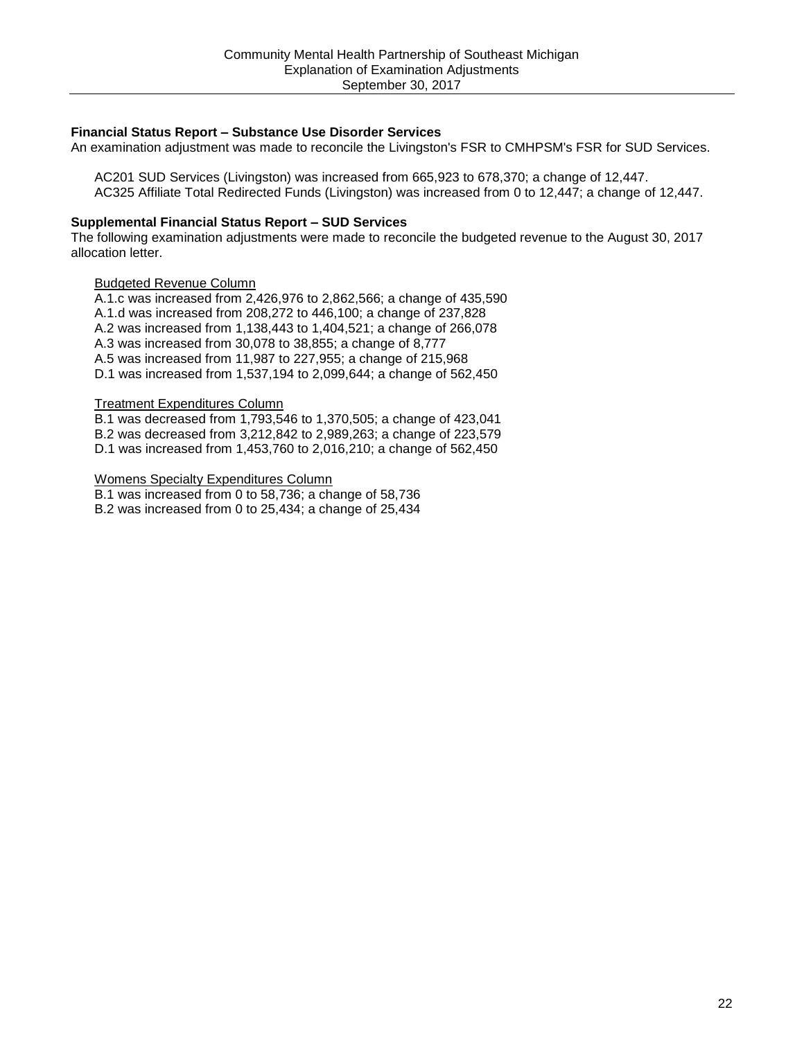### Financial Status Report – Substance Use Disorder Services

An examination adjustment was made to reconcile the Livingston's FSR to CMHPSM's FSR for SUD Services.

AC201 SUD Services (Livingston) was increased from 665,923 to 678,370; a change of 12,447.
AC325 Affiliate Total Redirected Funds (Livingston) was increased from 0 to 12,447; a change of 12,447.

### Supplemental Financial Status Report – SUD Services

The following examination adjustments were made to reconcile the budgeted revenue to the August 30, 2017 allocation letter.

<u>Budgeted Revenue Column</u>

A.1.c was increased from 2,426,976 to 2,862,566; a change of 435,590
A.1.d was increased from 208,272 to 446,100; a change of 237,828
A.2 was increased from 1,138,443 to 1,404,521; a change of 266,078
A.3 was increased from 30,078 to 38,855; a change of 8,777
A.5 was increased from 11,987 to 227,955; a change of 215,968
D.1 was increased from 1,537,194 to 2,099,644; a change of 562,450

<u>Treatment Expenditures Column</u>

B.1 was decreased from 1,793,546 to 1,370,505; a change of 423,041
B.2 was decreased from 3,212,842 to 2,989,263; a change of 223,579
D.1 was increased from 1,453,760 to 2,016,210; a change of 562,450

<u>Womens Specialty Expenditures Column</u>

B.1 was increased from 0 to 58,736; a change of 58,736
B.2 was increased from 0 to 25,434; a change of 25,434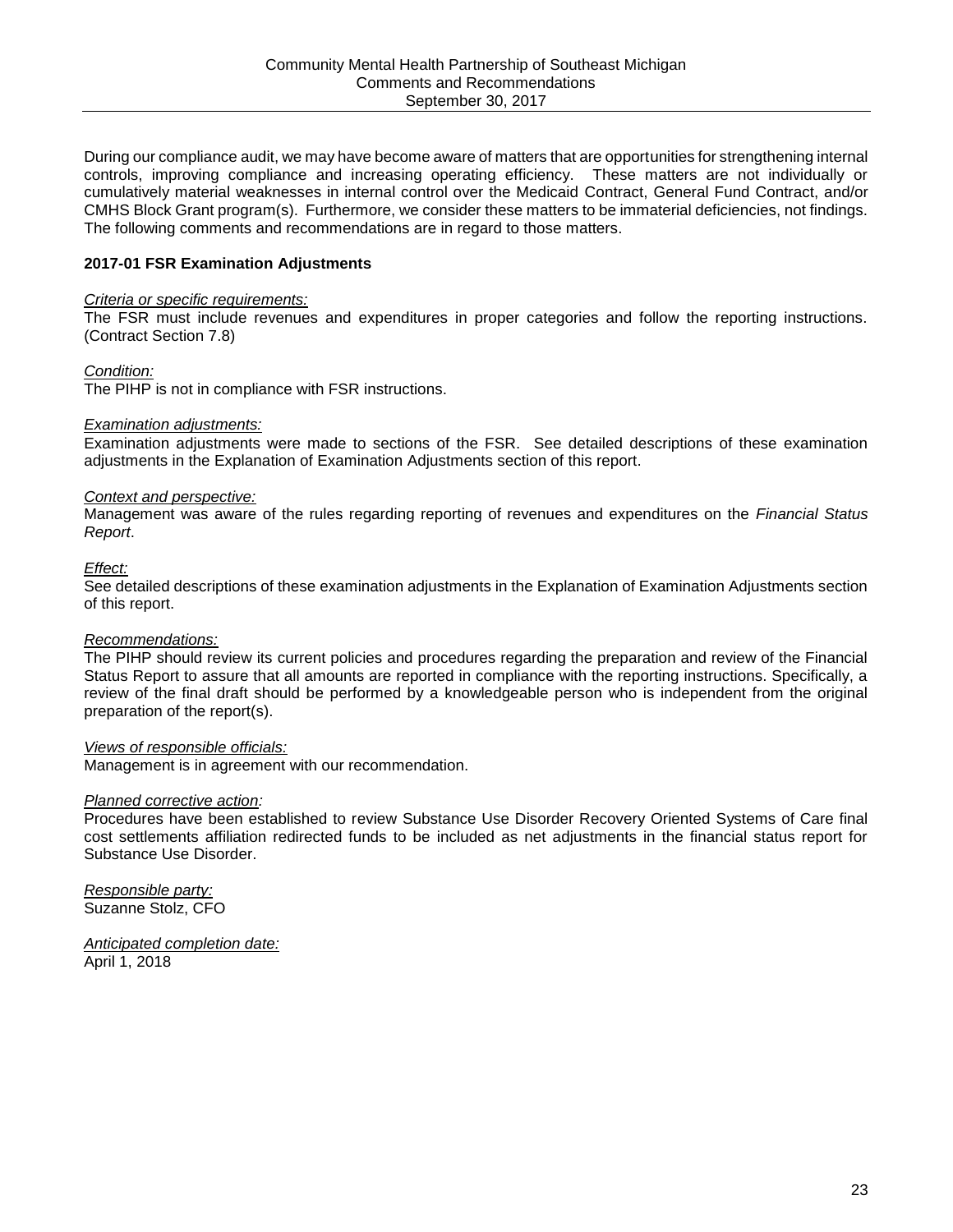During our compliance audit, we may have become aware of matters that are opportunities for strengthening internal controls, improving compliance and increasing operating efficiency. These matters are not individually or cumulatively material weaknesses in internal control over the Medicaid Contract, General Fund Contract, and/or CMHS Block Grant program(s). Furthermore, we consider these matters to be immaterial deficiencies, not findings. The following comments and recommendations are in regard to those matters.

**2017-01 FSR Examination Adjustments**

*Criteria or specific requirements:*
The FSR must include revenues and expenditures in proper categories and follow the reporting instructions. (Contract Section 7.8)

*Condition:*
The PIHP is not in compliance with FSR instructions.

*Examination adjustments:*
Examination adjustments were made to sections of the FSR. See detailed descriptions of these examination adjustments in the Explanation of Examination Adjustments section of this report.

*Context and perspective:*
Management was aware of the rules regarding reporting of revenues and expenditures on the *Financial Status Report*.

*Effect:*
See detailed descriptions of these examination adjustments in the Explanation of Examination Adjustments section of this report.

*Recommendations:*
The PIHP should review its current policies and procedures regarding the preparation and review of the Financial Status Report to assure that all amounts are reported in compliance with the reporting instructions. Specifically, a review of the final draft should be performed by a knowledgeable person who is independent from the original preparation of the report(s).

*Views of responsible officials:*
Management is in agreement with our recommendation.

*Planned corrective action:*
Procedures have been established to review Substance Use Disorder Recovery Oriented Systems of Care final cost settlements affiliation redirected funds to be included as net adjustments in the financial status report for Substance Use Disorder.

*Responsible party:*
Suzanne Stolz, CFO

*Anticipated completion date:*
April 1, 2018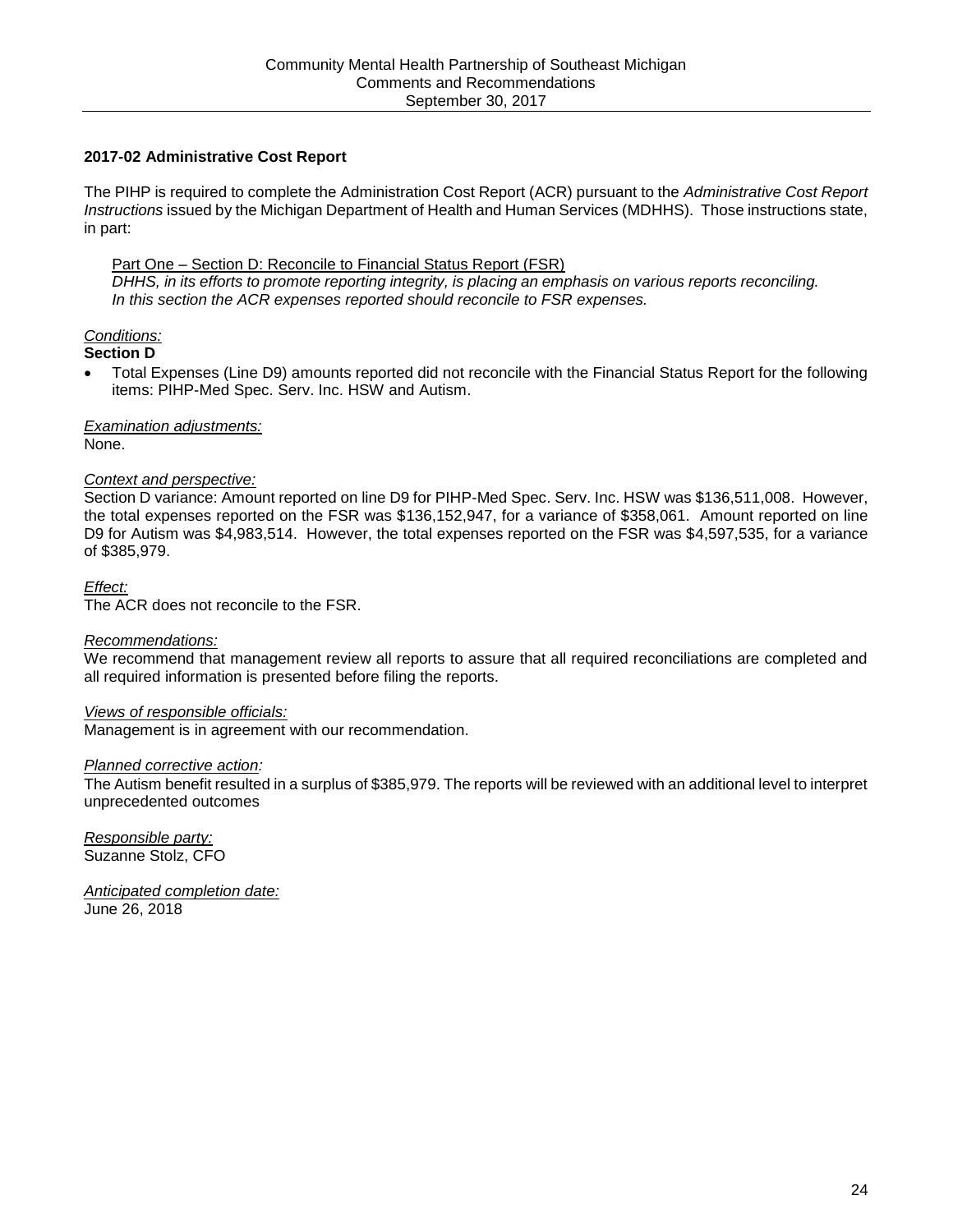## 2017-02 Administrative Cost Report

The PIHP is required to complete the Administration Cost Report (ACR) pursuant to the *Administrative Cost Report Instructions* issued by the Michigan Department of Health and Human Services (MDHHS). Those instructions state, in part:

> Part One – Section D: Reconcile to Financial Status Report (FSR)
> *DHHS, in its efforts to promote reporting integrity, is placing an emphasis on various reports reconciling. In this section the ACR expenses reported should reconcile to FSR expenses.*

*Conditions:*

**Section D**

- Total Expenses (Line D9) amounts reported did not reconcile with the Financial Status Report for the following items: PIHP-Med Spec. Serv. Inc. HSW and Autism.

*Examination adjustments:*
None.

*Context and perspective:*
Section D variance: Amount reported on line D9 for PIHP-Med Spec. Serv. Inc. HSW was $136,511,008. However, the total expenses reported on the FSR was $136,152,947, for a variance of $358,061. Amount reported on line D9 for Autism was $4,983,514. However, the total expenses reported on the FSR was $4,597,535, for a variance of $385,979.

*Effect:*
The ACR does not reconcile to the FSR.

*Recommendations:*
We recommend that management review all reports to assure that all required reconciliations are completed and all required information is presented before filing the reports.

*Views of responsible officials:*
Management is in agreement with our recommendation.

*Planned corrective action:*
The Autism benefit resulted in a surplus of $385,979. The reports will be reviewed with an additional level to interpret unprecedented outcomes

*Responsible party:*
Suzanne Stolz, CFO

*Anticipated completion date:*
June 26, 2018